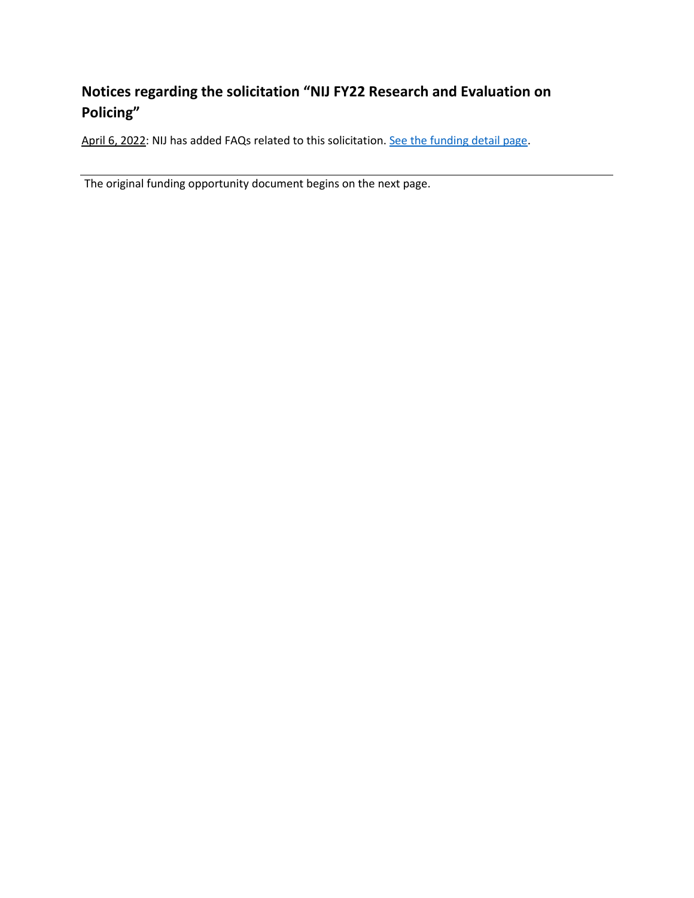## Notices regarding the solicitation "NIJ FY22 Research and Evaluation on Policing"

April 6, 2022: NIJ has added FAQs related to this solicitation. [See the funding detail page](#).

---

The original funding opportunity document begins on the next page.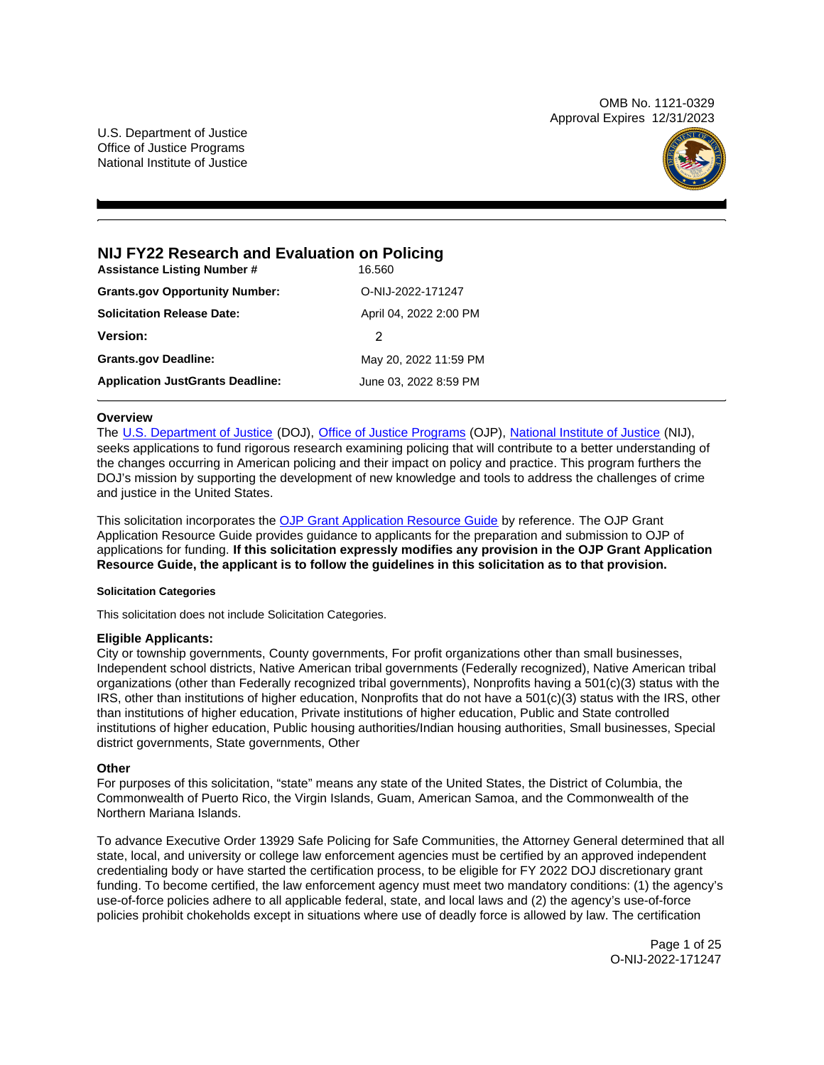U.S. Department of Justice
Office of Justice Programs
National Institute of Justice

OMB No. 1121-0329
Approval Expires 12/31/2023

# NIJ FY22 Research and Evaluation on Policing

| | |
|---|---|
| **Assistance Listing Number #** | 16.560 |
| **Grants.gov Opportunity Number:** | O-NIJ-2022-171247 |
| **Solicitation Release Date:** | April 04, 2022 2:00 PM |
| **Version:** | 2 |
| **Grants.gov Deadline:** | May 20, 2022 11:59 PM |
| **Application JustGrants Deadline:** | June 03, 2022 8:59 PM |

### Overview

The U.S. Department of Justice (DOJ), Office of Justice Programs (OJP), National Institute of Justice (NIJ), seeks applications to fund rigorous research examining policing that will contribute to a better understanding of the changes occurring in American policing and their impact on policy and practice. This program furthers the DOJ's mission by supporting the development of new knowledge and tools to address the challenges of crime and justice in the United States.

This solicitation incorporates the OJP Grant Application Resource Guide by reference. The OJP Grant Application Resource Guide provides guidance to applicants for the preparation and submission to OJP of applications for funding. **If this solicitation expressly modifies any provision in the OJP Grant Application Resource Guide, the applicant is to follow the guidelines in this solicitation as to that provision.**

#### Solicitation Categories

This solicitation does not include Solicitation Categories.

### Eligible Applicants:

City or township governments, County governments, For profit organizations other than small businesses, Independent school districts, Native American tribal governments (Federally recognized), Native American tribal organizations (other than Federally recognized tribal governments), Nonprofits having a 501(c)(3) status with the IRS, other than institutions of higher education, Nonprofits that do not have a 501(c)(3) status with the IRS, other than institutions of higher education, Private institutions of higher education, Public and State controlled institutions of higher education, Public housing authorities/Indian housing authorities, Small businesses, Special district governments, State governments, Other

### Other

For purposes of this solicitation, "state" means any state of the United States, the District of Columbia, the Commonwealth of Puerto Rico, the Virgin Islands, Guam, American Samoa, and the Commonwealth of the Northern Mariana Islands.

To advance Executive Order 13929 Safe Policing for Safe Communities, the Attorney General determined that all state, local, and university or college law enforcement agencies must be certified by an approved independent credentialing body or have started the certification process, to be eligible for FY 2022 DOJ discretionary grant funding. To become certified, the law enforcement agency must meet two mandatory conditions: (1) the agency's use-of-force policies adhere to all applicable federal, state, and local laws and (2) the agency's use-of-force policies prohibit chokeholds except in situations where use of deadly force is allowed by law. The certification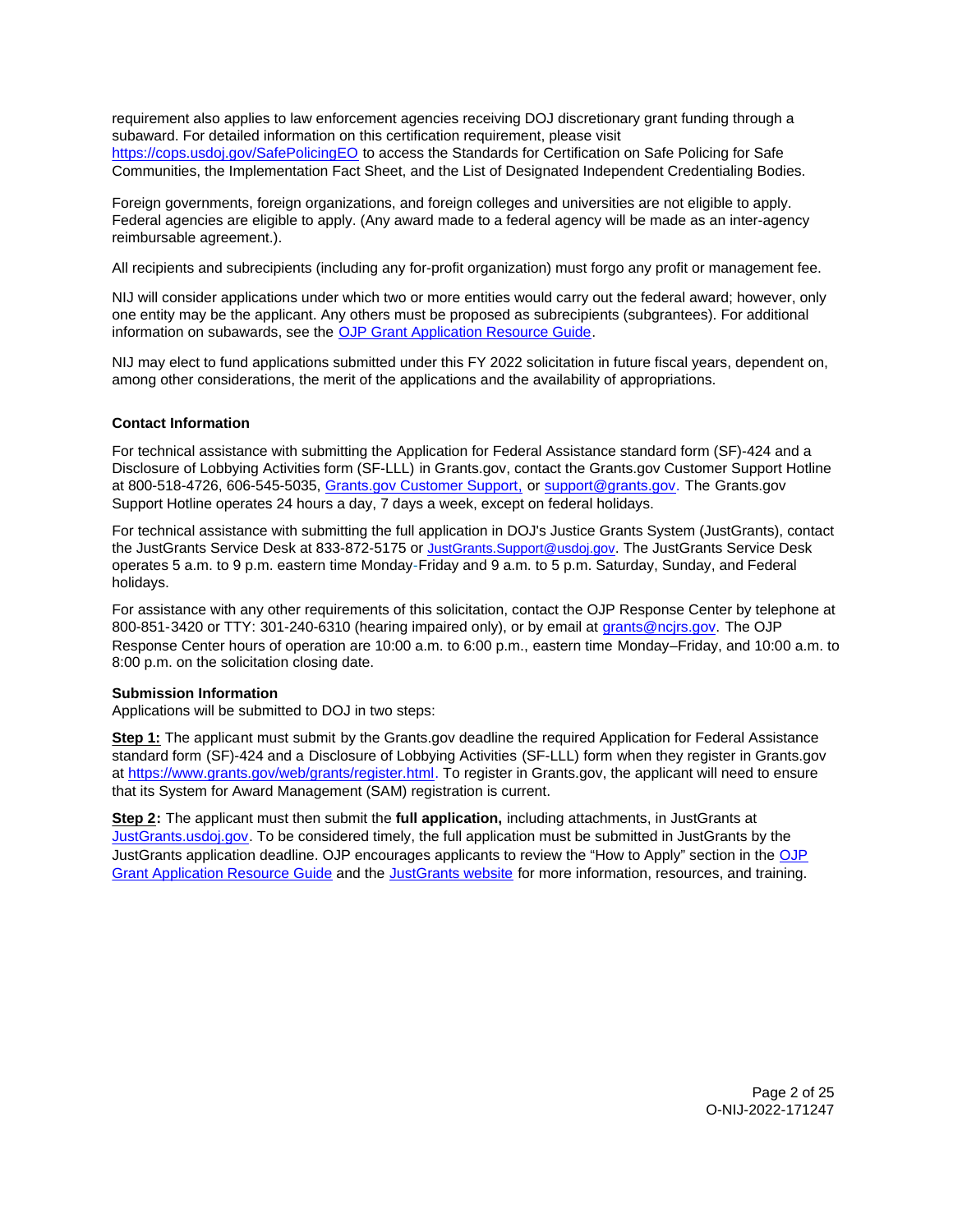requirement also applies to law enforcement agencies receiving DOJ discretionary grant funding through a subaward. For detailed information on this certification requirement, please visit [https://cops.usdoj.gov/SafePolicingEO](https://cops.usdoj.gov/SafePolicingEO) to access the Standards for Certification on Safe Policing for Safe Communities, the Implementation Fact Sheet, and the List of Designated Independent Credentialing Bodies.

Foreign governments, foreign organizations, and foreign colleges and universities are not eligible to apply. Federal agencies are eligible to apply. (Any award made to a federal agency will be made as an inter-agency reimbursable agreement.).

All recipients and subrecipients (including any for-profit organization) must forgo any profit or management fee.

NIJ will consider applications under which two or more entities would carry out the federal award; however, only one entity may be the applicant. Any others must be proposed as subrecipients (subgrantees). For additional information on subawards, see the OJP Grant Application Resource Guide.

NIJ may elect to fund applications submitted under this FY 2022 solicitation in future fiscal years, dependent on, among other considerations, the merit of the applications and the availability of appropriations.

**Contact Information**

For technical assistance with submitting the Application for Federal Assistance standard form (SF)-424 and a Disclosure of Lobbying Activities form (SF-LLL) in Grants.gov, contact the Grants.gov Customer Support Hotline at 800-518-4726, 606-545-5035, Grants.gov Customer Support, or support@grants.gov. The Grants.gov Support Hotline operates 24 hours a day, 7 days a week, except on federal holidays.

For technical assistance with submitting the full application in DOJ's Justice Grants System (JustGrants), contact the JustGrants Service Desk at 833-872-5175 or JustGrants.Support@usdoj.gov. The JustGrants Service Desk operates 5 a.m. to 9 p.m. eastern time Monday-Friday and 9 a.m. to 5 p.m. Saturday, Sunday, and Federal holidays.

For assistance with any other requirements of this solicitation, contact the OJP Response Center by telephone at 800-851-3420 or TTY: 301-240-6310 (hearing impaired only), or by email at grants@ncjrs.gov. The OJP Response Center hours of operation are 10:00 a.m. to 6:00 p.m., eastern time Monday–Friday, and 10:00 a.m. to 8:00 p.m. on the solicitation closing date.

**Submission Information**

Applications will be submitted to DOJ in two steps:

**Step 1:** The applicant must submit by the Grants.gov deadline the required Application for Federal Assistance standard form (SF)-424 and a Disclosure of Lobbying Activities (SF-LLL) form when they register in Grants.gov at [https://www.grants.gov/web/grants/register.html](https://www.grants.gov/web/grants/register.html). To register in Grants.gov, the applicant will need to ensure that its System for Award Management (SAM) registration is current.

**Step 2:** The applicant must then submit the **full application,** including attachments, in JustGrants at JustGrants.usdoj.gov. To be considered timely, the full application must be submitted in JustGrants by the JustGrants application deadline. OJP encourages applicants to review the "How to Apply" section in the OJP Grant Application Resource Guide and the JustGrants website for more information, resources, and training.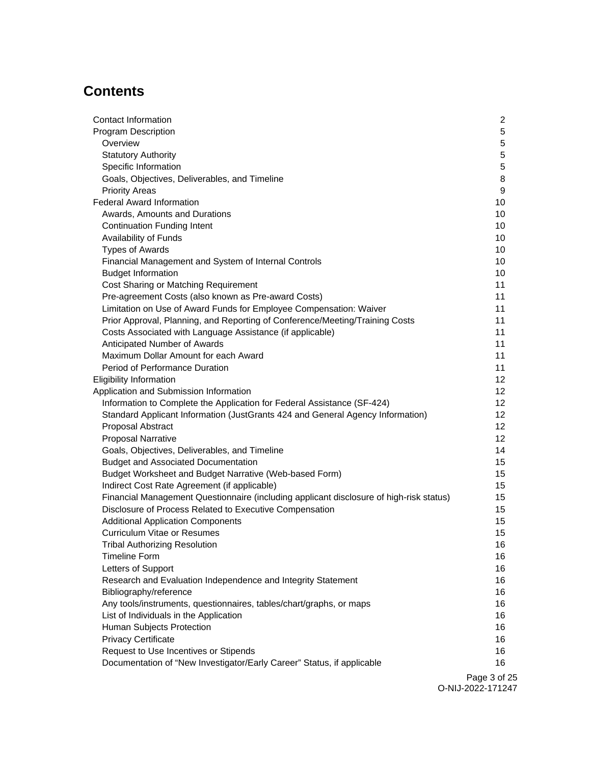# Contents

| | |
|---|---|
| Contact Information | 2 |
| Program Description | 5 |
| Overview | 5 |
| Statutory Authority | 5 |
| Specific Information | 5 |
| Goals, Objectives, Deliverables, and Timeline | 8 |
| Priority Areas | 9 |
| Federal Award Information | 10 |
| Awards, Amounts and Durations | 10 |
| Continuation Funding Intent | 10 |
| Availability of Funds | 10 |
| Types of Awards | 10 |
| Financial Management and System of Internal Controls | 10 |
| Budget Information | 10 |
| Cost Sharing or Matching Requirement | 11 |
| Pre-agreement Costs (also known as Pre-award Costs) | 11 |
| Limitation on Use of Award Funds for Employee Compensation: Waiver | 11 |
| Prior Approval, Planning, and Reporting of Conference/Meeting/Training Costs | 11 |
| Costs Associated with Language Assistance (if applicable) | 11 |
| Anticipated Number of Awards | 11 |
| Maximum Dollar Amount for each Award | 11 |
| Period of Performance Duration | 11 |
| Eligibility Information | 12 |
| Application and Submission Information | 12 |
| Information to Complete the Application for Federal Assistance (SF-424) | 12 |
| Standard Applicant Information (JustGrants 424 and General Agency Information) | 12 |
| Proposal Abstract | 12 |
| Proposal Narrative | 12 |
| Goals, Objectives, Deliverables, and Timeline | 14 |
| Budget and Associated Documentation | 15 |
| Budget Worksheet and Budget Narrative (Web-based Form) | 15 |
| Indirect Cost Rate Agreement (if applicable) | 15 |
| Financial Management Questionnaire (including applicant disclosure of high-risk status) | 15 |
| Disclosure of Process Related to Executive Compensation | 15 |
| Additional Application Components | 15 |
| Curriculum Vitae or Resumes | 15 |
| Tribal Authorizing Resolution | 16 |
| Timeline Form | 16 |
| Letters of Support | 16 |
| Research and Evaluation Independence and Integrity Statement | 16 |
| Bibliography/reference | 16 |
| Any tools/instruments, questionnaires, tables/chart/graphs, or maps | 16 |
| List of Individuals in the Application | 16 |
| Human Subjects Protection | 16 |
| Privacy Certificate | 16 |
| Request to Use Incentives or Stipends | 16 |
| Documentation of "New Investigator/Early Career" Status, if applicable | 16 |

O-NIJ-2022-171247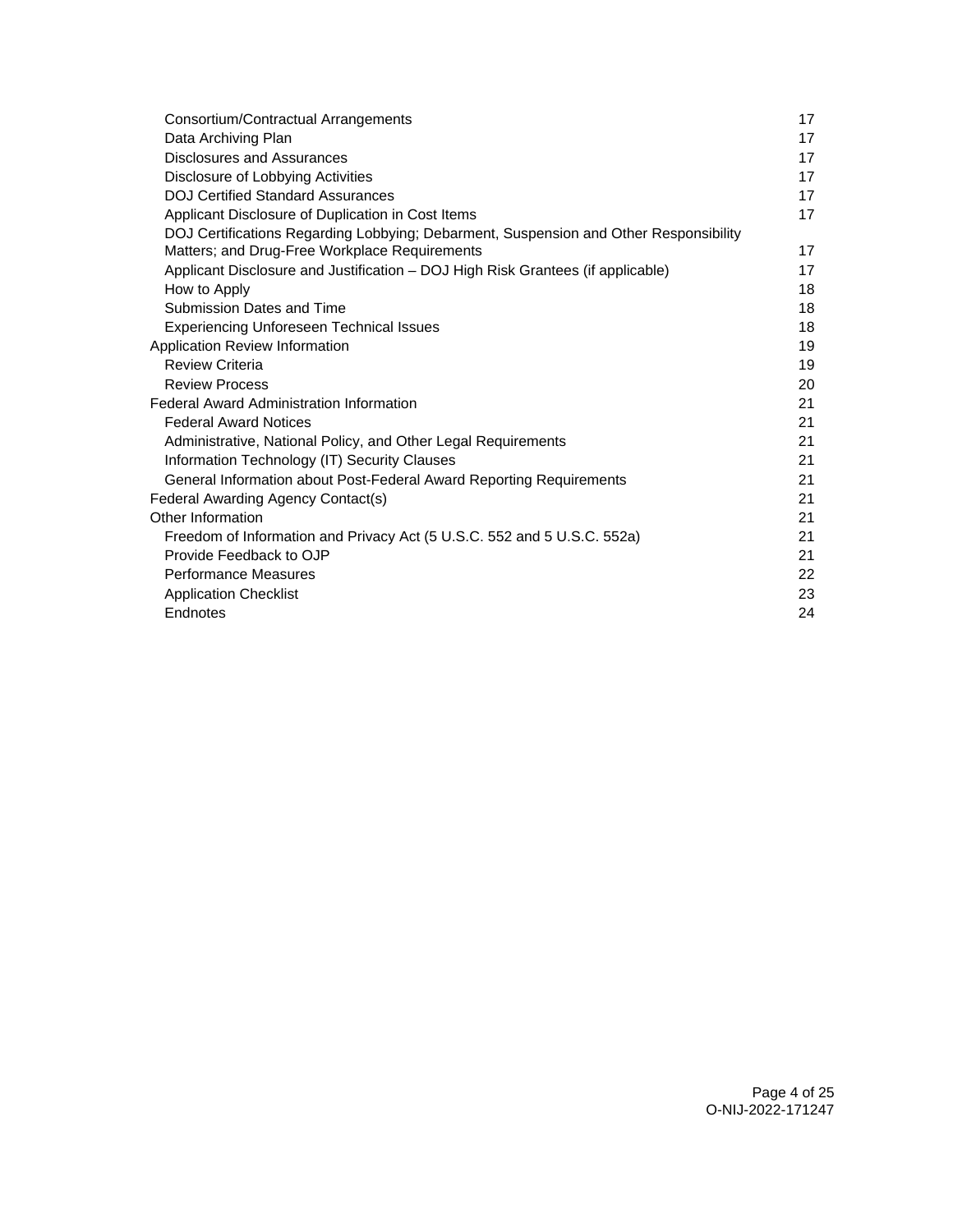| | |
|---|---|
| Consortium/Contractual Arrangements | 17 |
| Data Archiving Plan | 17 |
| Disclosures and Assurances | 17 |
| Disclosure of Lobbying Activities | 17 |
| DOJ Certified Standard Assurances | 17 |
| Applicant Disclosure of Duplication in Cost Items | 17 |
| DOJ Certifications Regarding Lobbying; Debarment, Suspension and Other Responsibility Matters; and Drug-Free Workplace Requirements | 17 |
| Applicant Disclosure and Justification – DOJ High Risk Grantees (if applicable) | 17 |
| How to Apply | 18 |
| Submission Dates and Time | 18 |
| Experiencing Unforeseen Technical Issues | 18 |
| Application Review Information | 19 |
| Review Criteria | 19 |
| Review Process | 20 |
| Federal Award Administration Information | 21 |
| Federal Award Notices | 21 |
| Administrative, National Policy, and Other Legal Requirements | 21 |
| Information Technology (IT) Security Clauses | 21 |
| General Information about Post-Federal Award Reporting Requirements | 21 |
| Federal Awarding Agency Contact(s) | 21 |
| Other Information | 21 |
| Freedom of Information and Privacy Act (5 U.S.C. 552 and 5 U.S.C. 552a) | 21 |
| Provide Feedback to OJP | 21 |
| Performance Measures | 22 |
| Application Checklist | 23 |
| Endnotes | 24 |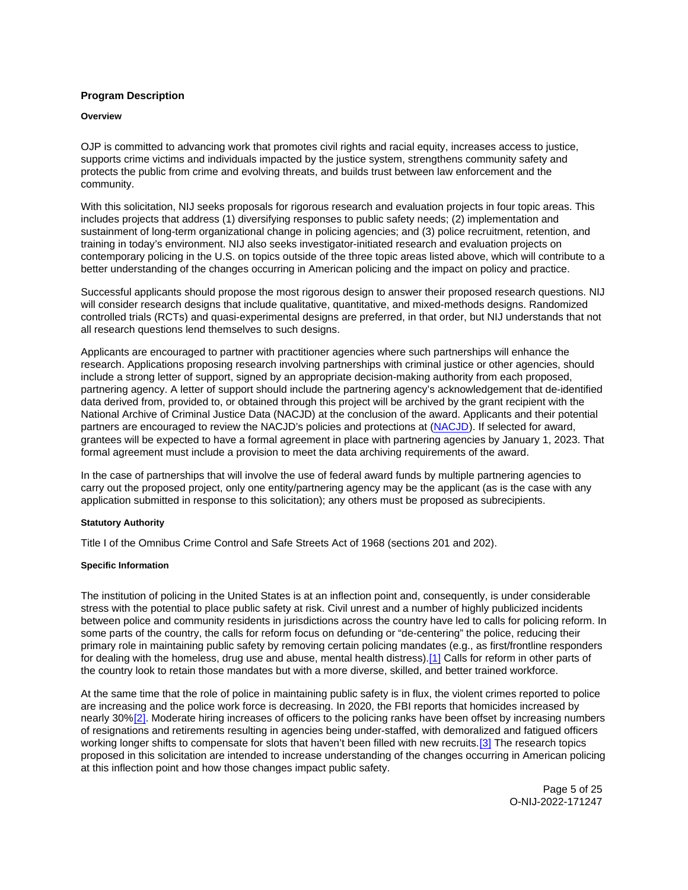## Program Description

### Overview

OJP is committed to advancing work that promotes civil rights and racial equity, increases access to justice, supports crime victims and individuals impacted by the justice system, strengthens community safety and protects the public from crime and evolving threats, and builds trust between law enforcement and the community.

With this solicitation, NIJ seeks proposals for rigorous research and evaluation projects in four topic areas. This includes projects that address (1) diversifying responses to public safety needs; (2) implementation and sustainment of long-term organizational change in policing agencies; and (3) police recruitment, retention, and training in today's environment. NIJ also seeks investigator-initiated research and evaluation projects on contemporary policing in the U.S. on topics outside of the three topic areas listed above, which will contribute to a better understanding of the changes occurring in American policing and the impact on policy and practice.

Successful applicants should propose the most rigorous design to answer their proposed research questions. NIJ will consider research designs that include qualitative, quantitative, and mixed-methods designs. Randomized controlled trials (RCTs) and quasi-experimental designs are preferred, in that order, but NIJ understands that not all research questions lend themselves to such designs.

Applicants are encouraged to partner with practitioner agencies where such partnerships will enhance the research. Applications proposing research involving partnerships with criminal justice or other agencies, should include a strong letter of support, signed by an appropriate decision-making authority from each proposed, partnering agency. A letter of support should include the partnering agency's acknowledgement that de-identified data derived from, provided to, or obtained through this project will be archived by the grant recipient with the National Archive of Criminal Justice Data (NACJD) at the conclusion of the award. Applicants and their potential partners are encouraged to review the NACJD's policies and protections at (NACJD). If selected for award, grantees will be expected to have a formal agreement in place with partnering agencies by January 1, 2023. That formal agreement must include a provision to meet the data archiving requirements of the award.

In the case of partnerships that will involve the use of federal award funds by multiple partnering agencies to carry out the proposed project, only one entity/partnering agency may be the applicant (as is the case with any application submitted in response to this solicitation); any others must be proposed as subrecipients.

### Statutory Authority

Title I of the Omnibus Crime Control and Safe Streets Act of 1968 (sections 201 and 202).

### Specific Information

The institution of policing in the United States is at an inflection point and, consequently, is under considerable stress with the potential to place public safety at risk. Civil unrest and a number of highly publicized incidents between police and community residents in jurisdictions across the country have led to calls for policing reform. In some parts of the country, the calls for reform focus on defunding or "de-centering" the police, reducing their primary role in maintaining public safety by removing certain policing mandates (e.g., as first/frontline responders for dealing with the homeless, drug use and abuse, mental health distress).[1] Calls for reform in other parts of the country look to retain those mandates but with a more diverse, skilled, and better trained workforce.

At the same time that the role of police in maintaining public safety is in flux, the violent crimes reported to police are increasing and the police work force is decreasing. In 2020, the FBI reports that homicides increased by nearly 30%[2]. Moderate hiring increases of officers to the policing ranks have been offset by increasing numbers of resignations and retirements resulting in agencies being under-staffed, with demoralized and fatigued officers working longer shifts to compensate for slots that haven't been filled with new recruits.[3] The research topics proposed in this solicitation are intended to increase understanding of the changes occurring in American policing at this inflection point and how those changes impact public safety.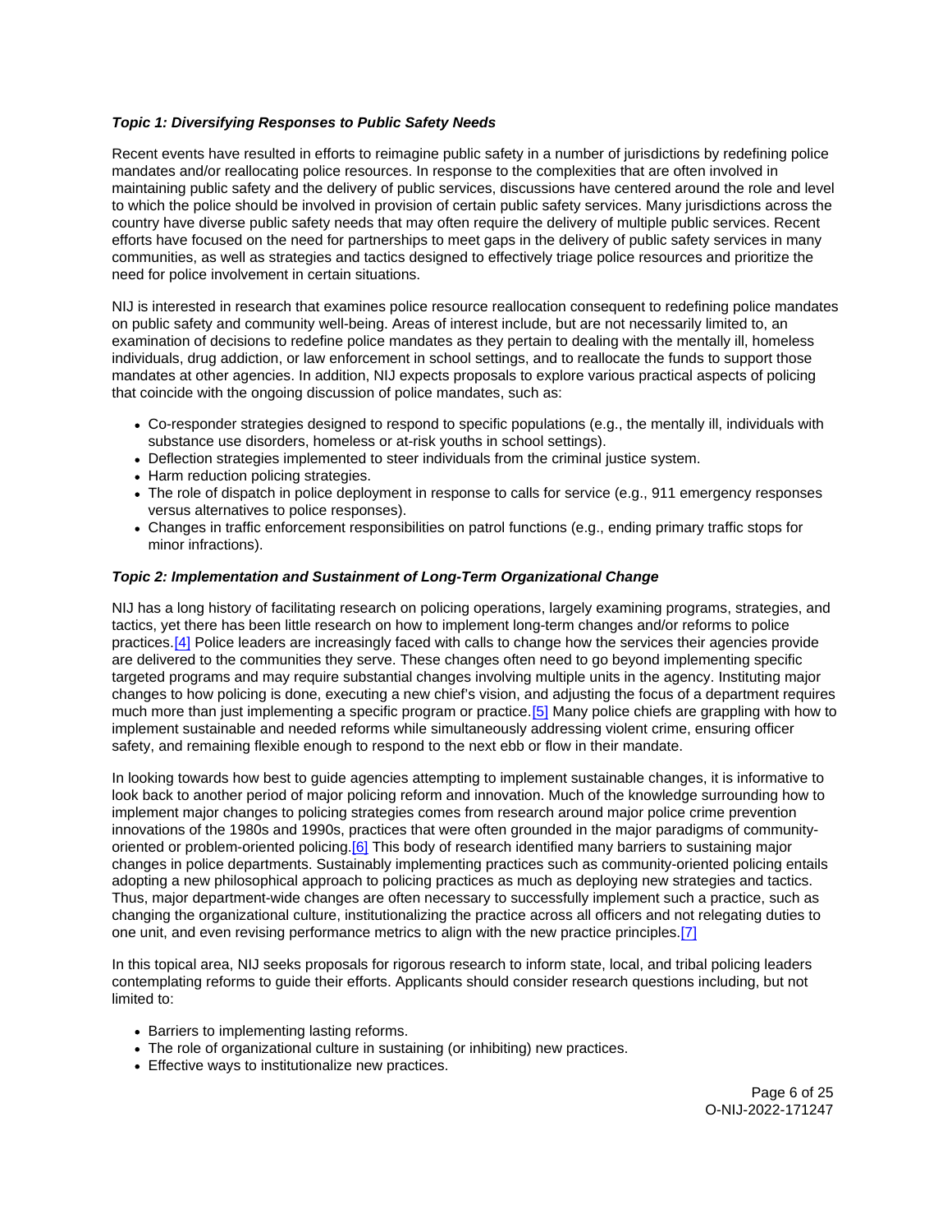***Topic 1: Diversifying Responses to Public Safety Needs***

Recent events have resulted in efforts to reimagine public safety in a number of jurisdictions by redefining police mandates and/or reallocating police resources. In response to the complexities that are often involved in maintaining public safety and the delivery of public services, discussions have centered around the role and level to which the police should be involved in provision of certain public safety services. Many jurisdictions across the country have diverse public safety needs that may often require the delivery of multiple public services. Recent efforts have focused on the need for partnerships to meet gaps in the delivery of public safety services in many communities, as well as strategies and tactics designed to effectively triage police resources and prioritize the need for police involvement in certain situations.

NIJ is interested in research that examines police resource reallocation consequent to redefining police mandates on public safety and community well-being. Areas of interest include, but are not necessarily limited to, an examination of decisions to redefine police mandates as they pertain to dealing with the mentally ill, homeless individuals, drug addiction, or law enforcement in school settings, and to reallocate the funds to support those mandates at other agencies. In addition, NIJ expects proposals to explore various practical aspects of policing that coincide with the ongoing discussion of police mandates, such as:

- Co-responder strategies designed to respond to specific populations (e.g., the mentally ill, individuals with substance use disorders, homeless or at-risk youths in school settings).
- Deflection strategies implemented to steer individuals from the criminal justice system.
- Harm reduction policing strategies.
- The role of dispatch in police deployment in response to calls for service (e.g., 911 emergency responses versus alternatives to police responses).
- Changes in traffic enforcement responsibilities on patrol functions (e.g., ending primary traffic stops for minor infractions).

***Topic 2: Implementation and Sustainment of Long-Term Organizational Change***

NIJ has a long history of facilitating research on policing operations, largely examining programs, strategies, and tactics, yet there has been little research on how to implement long-term changes and/or reforms to police practices.[4] Police leaders are increasingly faced with calls to change how the services their agencies provide are delivered to the communities they serve. These changes often need to go beyond implementing specific targeted programs and may require substantial changes involving multiple units in the agency. Instituting major changes to how policing is done, executing a new chief's vision, and adjusting the focus of a department requires much more than just implementing a specific program or practice.[5] Many police chiefs are grappling with how to implement sustainable and needed reforms while simultaneously addressing violent crime, ensuring officer safety, and remaining flexible enough to respond to the next ebb or flow in their mandate.

In looking towards how best to guide agencies attempting to implement sustainable changes, it is informative to look back to another period of major policing reform and innovation. Much of the knowledge surrounding how to implement major changes to policing strategies comes from research around major police crime prevention innovations of the 1980s and 1990s, practices that were often grounded in the major paradigms of community-oriented or problem-oriented policing.[6] This body of research identified many barriers to sustaining major changes in police departments. Sustainably implementing practices such as community-oriented policing entails adopting a new philosophical approach to policing practices as much as deploying new strategies and tactics. Thus, major department-wide changes are often necessary to successfully implement such a practice, such as changing the organizational culture, institutionalizing the practice across all officers and not relegating duties to one unit, and even revising performance metrics to align with the new practice principles.[7]

In this topical area, NIJ seeks proposals for rigorous research to inform state, local, and tribal policing leaders contemplating reforms to guide their efforts. Applicants should consider research questions including, but not limited to:

- Barriers to implementing lasting reforms.
- The role of organizational culture in sustaining (or inhibiting) new practices.
- Effective ways to institutionalize new practices.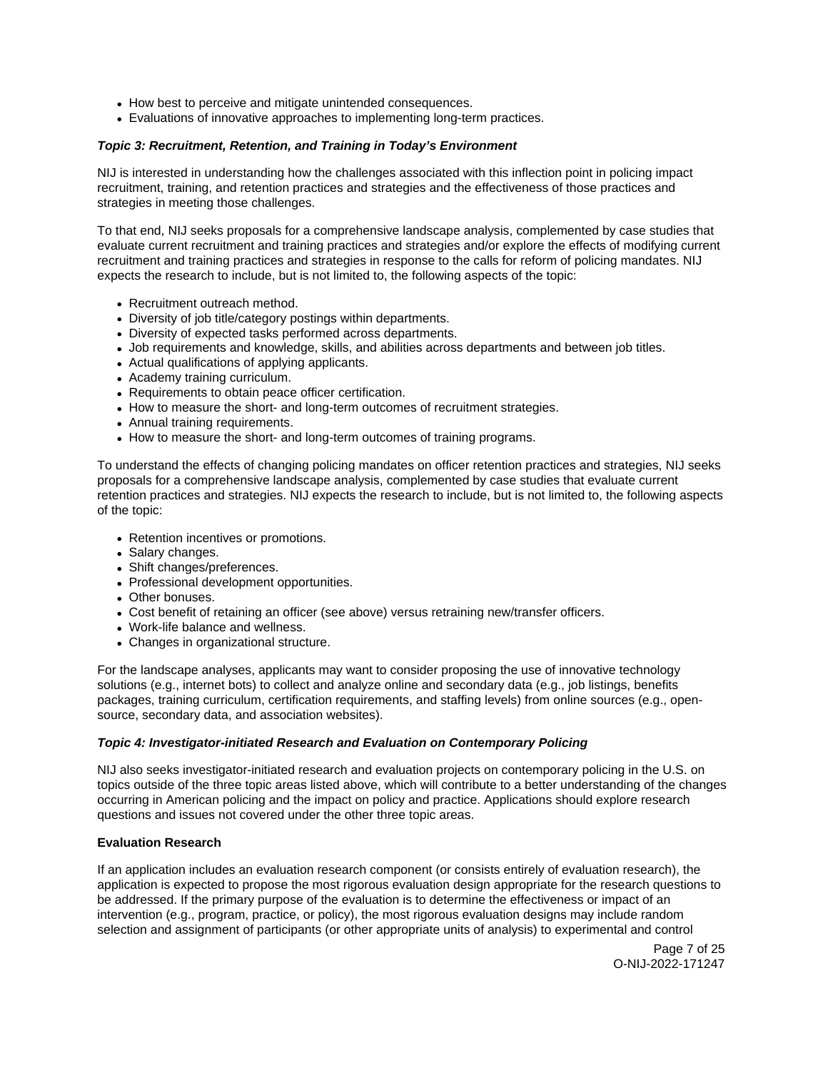- How best to perceive and mitigate unintended consequences.
- Evaluations of innovative approaches to implementing long-term practices.

***Topic 3: Recruitment, Retention, and Training in Today's Environment***

NIJ is interested in understanding how the challenges associated with this inflection point in policing impact recruitment, training, and retention practices and strategies and the effectiveness of those practices and strategies in meeting those challenges.

To that end, NIJ seeks proposals for a comprehensive landscape analysis, complemented by case studies that evaluate current recruitment and training practices and strategies and/or explore the effects of modifying current recruitment and training practices and strategies in response to the calls for reform of policing mandates. NIJ expects the research to include, but is not limited to, the following aspects of the topic:

- Recruitment outreach method.
- Diversity of job title/category postings within departments.
- Diversity of expected tasks performed across departments.
- Job requirements and knowledge, skills, and abilities across departments and between job titles.
- Actual qualifications of applying applicants.
- Academy training curriculum.
- Requirements to obtain peace officer certification.
- How to measure the short- and long-term outcomes of recruitment strategies.
- Annual training requirements.
- How to measure the short- and long-term outcomes of training programs.

To understand the effects of changing policing mandates on officer retention practices and strategies, NIJ seeks proposals for a comprehensive landscape analysis, complemented by case studies that evaluate current retention practices and strategies. NIJ expects the research to include, but is not limited to, the following aspects of the topic:

- Retention incentives or promotions.
- Salary changes.
- Shift changes/preferences.
- Professional development opportunities.
- Other bonuses.
- Cost benefit of retaining an officer (see above) versus retraining new/transfer officers.
- Work-life balance and wellness.
- Changes in organizational structure.

For the landscape analyses, applicants may want to consider proposing the use of innovative technology solutions (e.g., internet bots) to collect and analyze online and secondary data (e.g., job listings, benefits packages, training curriculum, certification requirements, and staffing levels) from online sources (e.g., open-source, secondary data, and association websites).

***Topic 4: Investigator-initiated Research and Evaluation on Contemporary Policing***

NIJ also seeks investigator-initiated research and evaluation projects on contemporary policing in the U.S. on topics outside of the three topic areas listed above, which will contribute to a better understanding of the changes occurring in American policing and the impact on policy and practice. Applications should explore research questions and issues not covered under the other three topic areas.

**Evaluation Research**

If an application includes an evaluation research component (or consists entirely of evaluation research), the application is expected to propose the most rigorous evaluation design appropriate for the research questions to be addressed. If the primary purpose of the evaluation is to determine the effectiveness or impact of an intervention (e.g., program, practice, or policy), the most rigorous evaluation designs may include random selection and assignment of participants (or other appropriate units of analysis) to experimental and control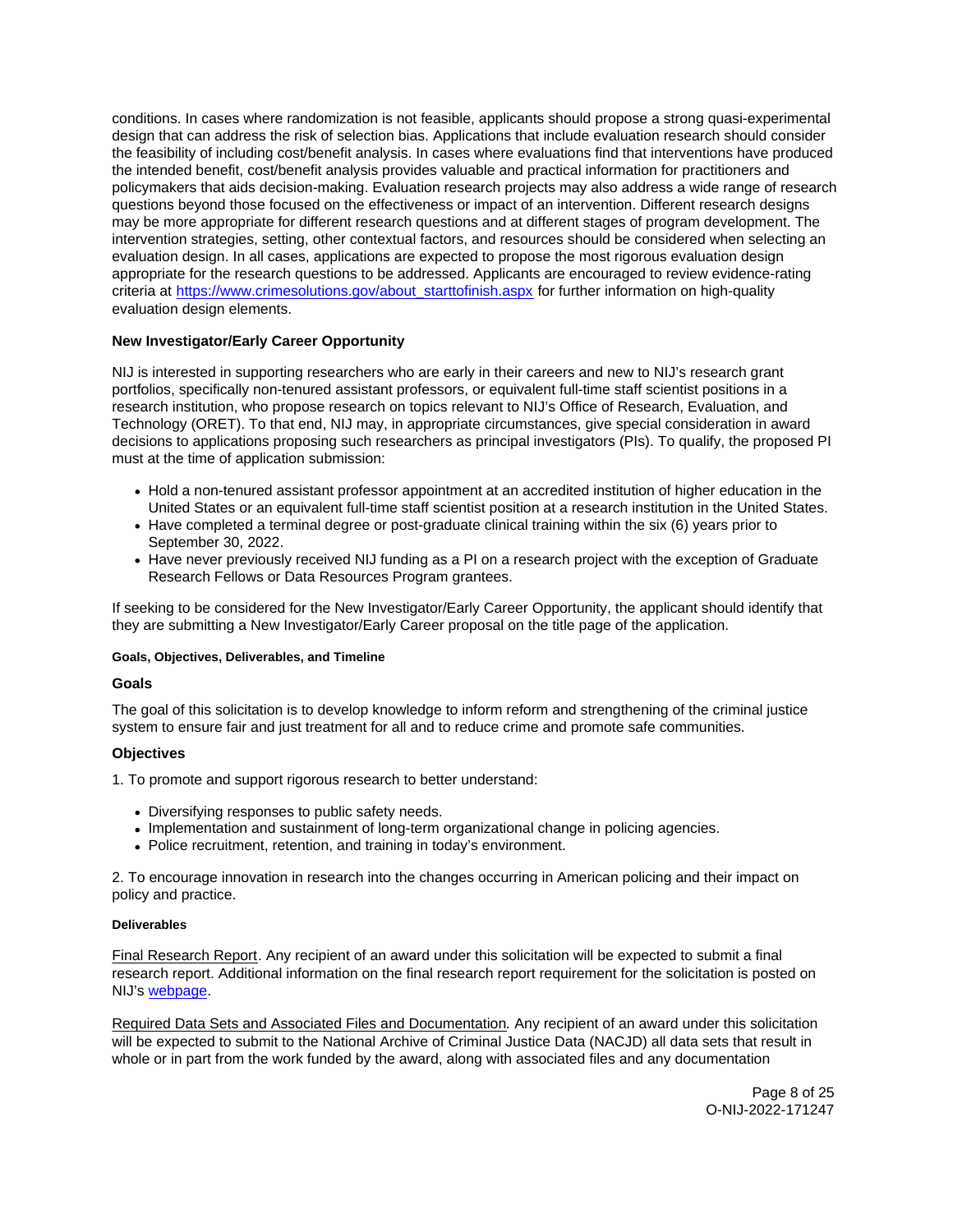conditions. In cases where randomization is not feasible, applicants should propose a strong quasi-experimental design that can address the risk of selection bias. Applications that include evaluation research should consider the feasibility of including cost/benefit analysis. In cases where evaluations find that interventions have produced the intended benefit, cost/benefit analysis provides valuable and practical information for practitioners and policymakers that aids decision-making. Evaluation research projects may also address a wide range of research questions beyond those focused on the effectiveness or impact of an intervention. Different research designs may be more appropriate for different research questions and at different stages of program development. The intervention strategies, setting, other contextual factors, and resources should be considered when selecting an evaluation design. In all cases, applications are expected to propose the most rigorous evaluation design appropriate for the research questions to be addressed. Applicants are encouraged to review evidence-rating criteria at [https://www.crimesolutions.gov/about_starttofinish.aspx](https://www.crimesolutions.gov/about_starttofinish.aspx) for further information on high-quality evaluation design elements.

**New Investigator/Early Career Opportunity**

NIJ is interested in supporting researchers who are early in their careers and new to NIJ's research grant portfolios, specifically non-tenured assistant professors, or equivalent full-time staff scientist positions in a research institution, who propose research on topics relevant to NIJ's Office of Research, Evaluation, and Technology (ORET). To that end, NIJ may, in appropriate circumstances, give special consideration in award decisions to applications proposing such researchers as principal investigators (PIs). To qualify, the proposed PI must at the time of application submission:

- Hold a non-tenured assistant professor appointment at an accredited institution of higher education in the United States or an equivalent full-time staff scientist position at a research institution in the United States.
- Have completed a terminal degree or post-graduate clinical training within the six (6) years prior to September 30, 2022.
- Have never previously received NIJ funding as a PI on a research project with the exception of Graduate Research Fellows or Data Resources Program grantees.

If seeking to be considered for the New Investigator/Early Career Opportunity, the applicant should identify that they are submitting a New Investigator/Early Career proposal on the title page of the application.

#### Goals, Objectives, Deliverables, and Timeline

**Goals**

The goal of this solicitation is to develop knowledge to inform reform and strengthening of the criminal justice system to ensure fair and just treatment for all and to reduce crime and promote safe communities.

**Objectives**

1. To promote and support rigorous research to better understand:

- Diversifying responses to public safety needs.
- Implementation and sustainment of long-term organizational change in policing agencies.
- Police recruitment, retention, and training in today's environment.

2. To encourage innovation in research into the changes occurring in American policing and their impact on policy and practice.

#### Deliverables

Final Research Report. Any recipient of an award under this solicitation will be expected to submit a final research report. Additional information on the final research report requirement for the solicitation is posted on NIJ's webpage.

*Required Data Sets and Associated Files and Documentation.* Any recipient of an award under this solicitation will be expected to submit to the National Archive of Criminal Justice Data (NACJD) all data sets that result in whole or in part from the work funded by the award, along with associated files and any documentation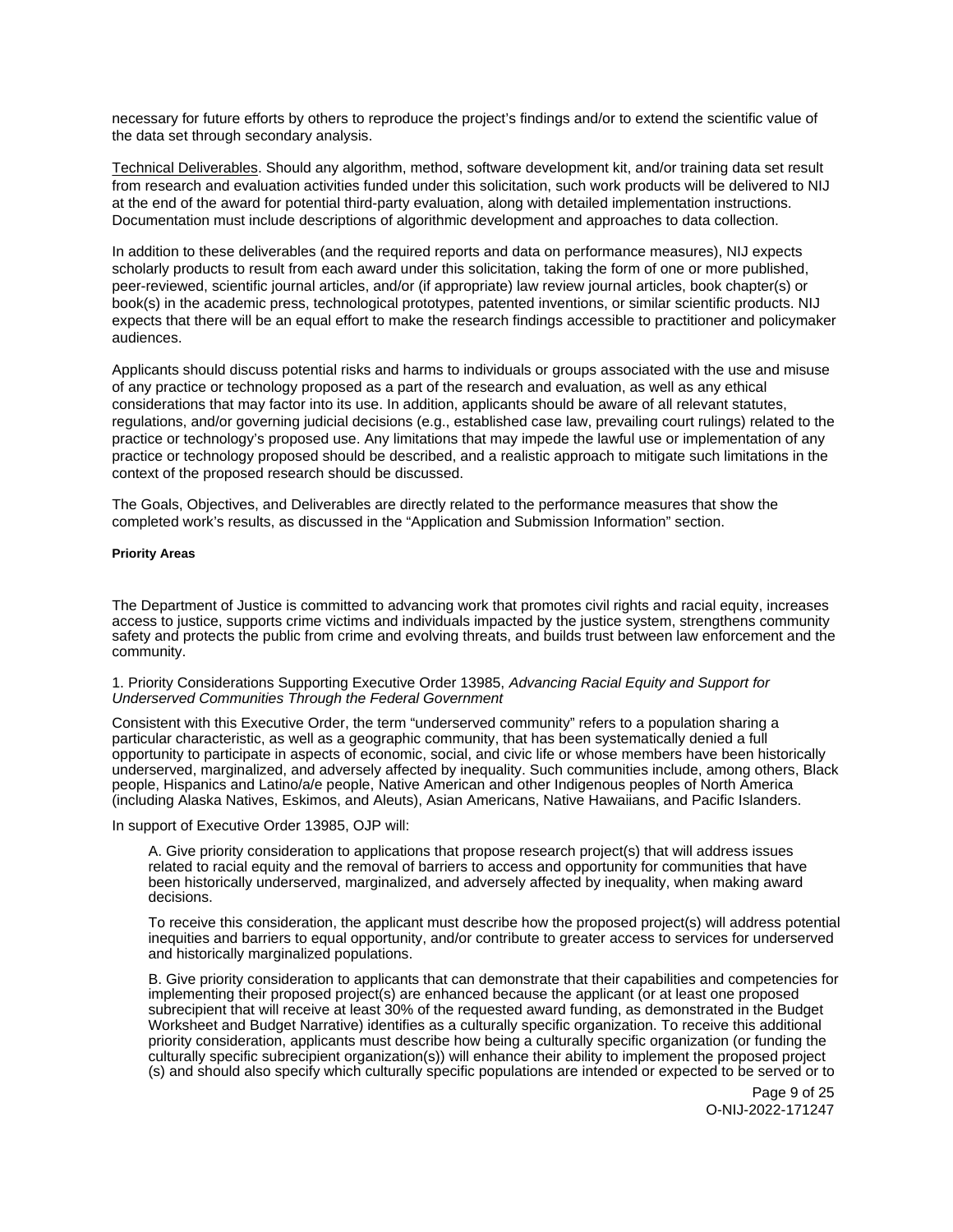necessary for future efforts by others to reproduce the project's findings and/or to extend the scientific value of the data set through secondary analysis.

Technical Deliverables. Should any algorithm, method, software development kit, and/or training data set result from research and evaluation activities funded under this solicitation, such work products will be delivered to NIJ at the end of the award for potential third-party evaluation, along with detailed implementation instructions. Documentation must include descriptions of algorithmic development and approaches to data collection.

In addition to these deliverables (and the required reports and data on performance measures), NIJ expects scholarly products to result from each award under this solicitation, taking the form of one or more published, peer-reviewed, scientific journal articles, and/or (if appropriate) law review journal articles, book chapter(s) or book(s) in the academic press, technological prototypes, patented inventions, or similar scientific products. NIJ expects that there will be an equal effort to make the research findings accessible to practitioner and policymaker audiences.

Applicants should discuss potential risks and harms to individuals or groups associated with the use and misuse of any practice or technology proposed as a part of the research and evaluation, as well as any ethical considerations that may factor into its use. In addition, applicants should be aware of all relevant statutes, regulations, and/or governing judicial decisions (e.g., established case law, prevailing court rulings) related to the practice or technology's proposed use. Any limitations that may impede the lawful use or implementation of any practice or technology proposed should be described, and a realistic approach to mitigate such limitations in the context of the proposed research should be discussed.

The Goals, Objectives, and Deliverables are directly related to the performance measures that show the completed work's results, as discussed in the "Application and Submission Information" section.

#### Priority Areas

The Department of Justice is committed to advancing work that promotes civil rights and racial equity, increases access to justice, supports crime victims and individuals impacted by the justice system, strengthens community safety and protects the public from crime and evolving threats, and builds trust between law enforcement and the community.

1. Priority Considerations Supporting Executive Order 13985, *Advancing Racial Equity and Support for Underserved Communities Through the Federal Government*

Consistent with this Executive Order, the term "underserved community" refers to a population sharing a particular characteristic, as well as a geographic community, that has been systematically denied a full opportunity to participate in aspects of economic, social, and civic life or whose members have been historically underserved, marginalized, and adversely affected by inequality. Such communities include, among others, Black people, Hispanics and Latino/a/e people, Native American and other Indigenous peoples of North America (including Alaska Natives, Eskimos, and Aleuts), Asian Americans, Native Hawaiians, and Pacific Islanders.

In support of Executive Order 13985, OJP will:

A. Give priority consideration to applications that propose research project(s) that will address issues related to racial equity and the removal of barriers to access and opportunity for communities that have been historically underserved, marginalized, and adversely affected by inequality, when making award decisions.

To receive this consideration, the applicant must describe how the proposed project(s) will address potential inequities and barriers to equal opportunity, and/or contribute to greater access to services for underserved and historically marginalized populations.

B. Give priority consideration to applicants that can demonstrate that their capabilities and competencies for implementing their proposed project(s) are enhanced because the applicant (or at least one proposed subrecipient that will receive at least 30% of the requested award funding, as demonstrated in the Budget Worksheet and Budget Narrative) identifies as a culturally specific organization. To receive this additional priority consideration, applicants must describe how being a culturally specific organization (or funding the culturally specific subrecipient organization(s)) will enhance their ability to implement the proposed project (s) and should also specify which culturally specific populations are intended or expected to be served or to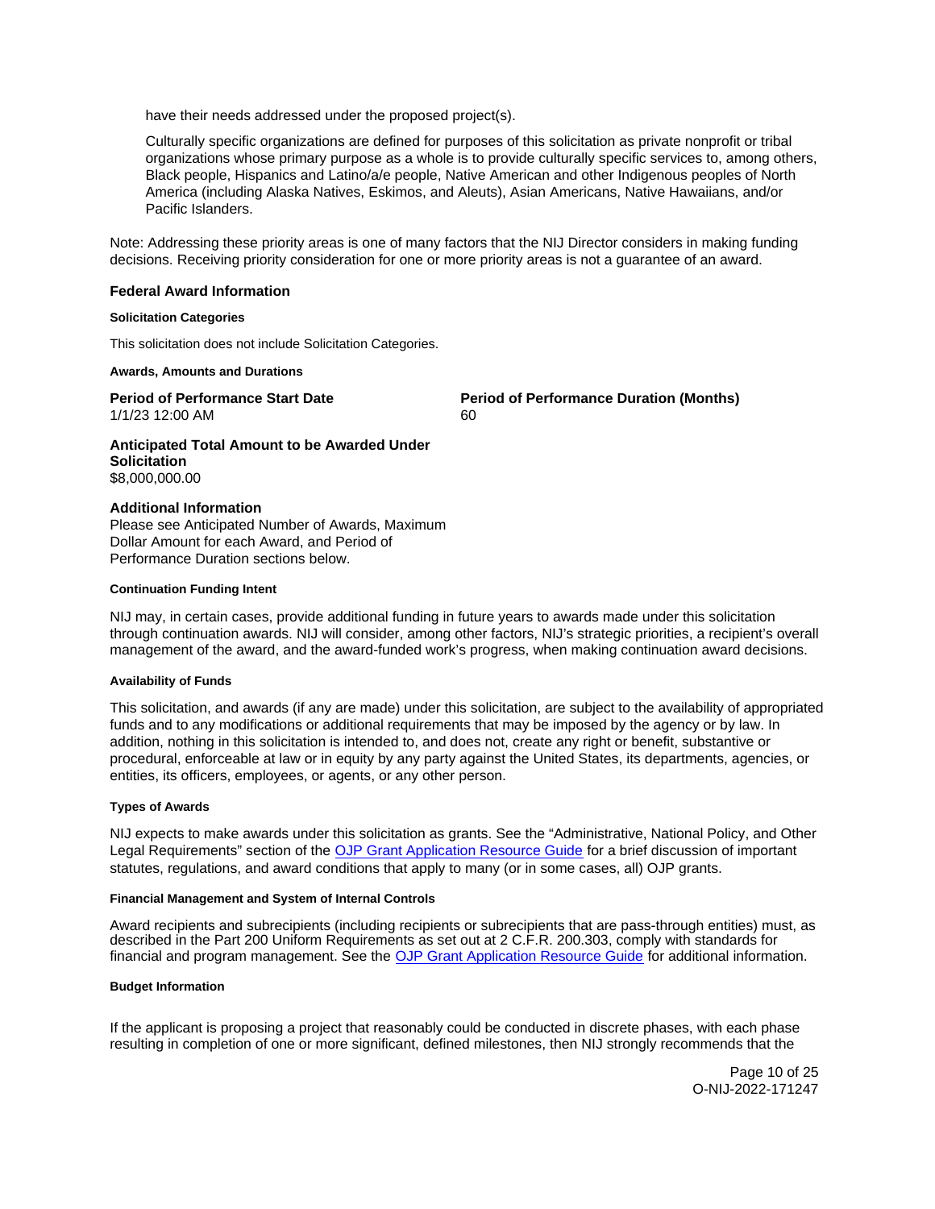have their needs addressed under the proposed project(s).

Culturally specific organizations are defined for purposes of this solicitation as private nonprofit or tribal organizations whose primary purpose as a whole is to provide culturally specific services to, among others, Black people, Hispanics and Latino/a/e people, Native American and other Indigenous peoples of North America (including Alaska Natives, Eskimos, and Aleuts), Asian Americans, Native Hawaiians, and/or Pacific Islanders.

Note: Addressing these priority areas is one of many factors that the NIJ Director considers in making funding decisions. Receiving priority consideration for one or more priority areas is not a guarantee of an award.

## Federal Award Information

#### Solicitation Categories

This solicitation does not include Solicitation Categories.

#### Awards, Amounts and Durations

**Period of Performance Start Date**
1/1/23 12:00 AM

**Period of Performance Duration (Months)**
60

**Anticipated Total Amount to be Awarded Under Solicitation**
$8,000,000.00

**Additional Information**
Please see Anticipated Number of Awards, Maximum Dollar Amount for each Award, and Period of Performance Duration sections below.

#### Continuation Funding Intent

NIJ may, in certain cases, provide additional funding in future years to awards made under this solicitation through continuation awards. NIJ will consider, among other factors, NIJ's strategic priorities, a recipient's overall management of the award, and the award-funded work's progress, when making continuation award decisions.

#### Availability of Funds

This solicitation, and awards (if any are made) under this solicitation, are subject to the availability of appropriated funds and to any modifications or additional requirements that may be imposed by the agency or by law. In addition, nothing in this solicitation is intended to, and does not, create any right or benefit, substantive or procedural, enforceable at law or in equity by any party against the United States, its departments, agencies, or entities, its officers, employees, or agents, or any other person.

#### Types of Awards

NIJ expects to make awards under this solicitation as grants. See the "Administrative, National Policy, and Other Legal Requirements" section of the OJP Grant Application Resource Guide for a brief discussion of important statutes, regulations, and award conditions that apply to many (or in some cases, all) OJP grants.

#### Financial Management and System of Internal Controls

Award recipients and subrecipients (including recipients or subrecipients that are pass-through entities) must, as described in the Part 200 Uniform Requirements as set out at 2 C.F.R. 200.303, comply with standards for financial and program management. See the OJP Grant Application Resource Guide for additional information.

#### Budget Information

If the applicant is proposing a project that reasonably could be conducted in discrete phases, with each phase resulting in completion of one or more significant, defined milestones, then NIJ strongly recommends that the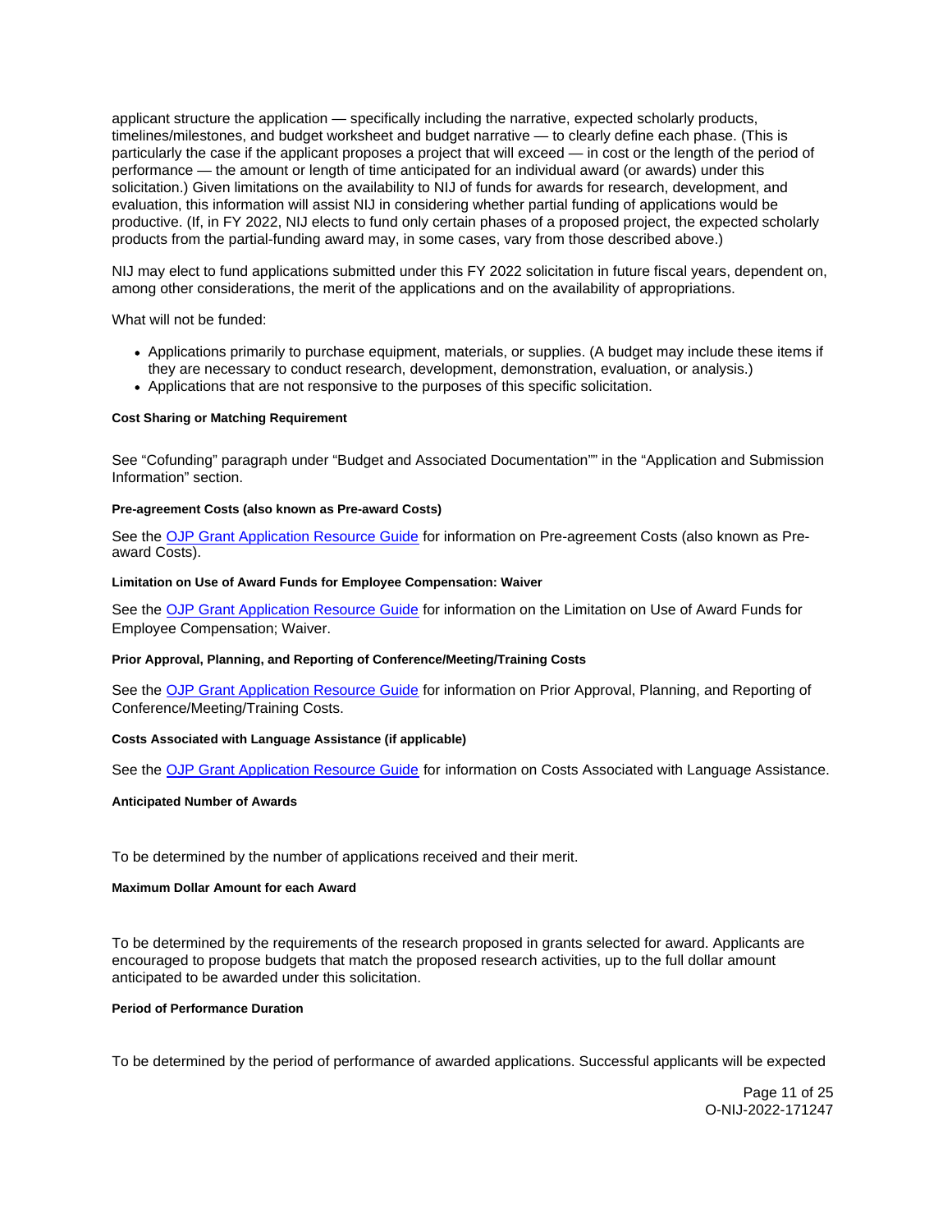applicant structure the application — specifically including the narrative, expected scholarly products, timelines/milestones, and budget worksheet and budget narrative — to clearly define each phase. (This is particularly the case if the applicant proposes a project that will exceed — in cost or the length of the period of performance — the amount or length of time anticipated for an individual award (or awards) under this solicitation.) Given limitations on the availability to NIJ of funds for awards for research, development, and evaluation, this information will assist NIJ in considering whether partial funding of applications would be productive. (If, in FY 2022, NIJ elects to fund only certain phases of a proposed project, the expected scholarly products from the partial-funding award may, in some cases, vary from those described above.)

NIJ may elect to fund applications submitted under this FY 2022 solicitation in future fiscal years, dependent on, among other considerations, the merit of the applications and on the availability of appropriations.

What will not be funded:

- Applications primarily to purchase equipment, materials, or supplies. (A budget may include these items if they are necessary to conduct research, development, demonstration, evaluation, or analysis.)
- Applications that are not responsive to the purposes of this specific solicitation.

#### Cost Sharing or Matching Requirement

See "Cofunding" paragraph under "Budget and Associated Documentation"" in the "Application and Submission Information" section.

#### Pre-agreement Costs (also known as Pre-award Costs)

See the OJP Grant Application Resource Guide for information on Pre-agreement Costs (also known as Pre-award Costs).

#### Limitation on Use of Award Funds for Employee Compensation: Waiver

See the OJP Grant Application Resource Guide for information on the Limitation on Use of Award Funds for Employee Compensation; Waiver.

#### Prior Approval, Planning, and Reporting of Conference/Meeting/Training Costs

See the OJP Grant Application Resource Guide for information on Prior Approval, Planning, and Reporting of Conference/Meeting/Training Costs.

#### Costs Associated with Language Assistance (if applicable)

See the OJP Grant Application Resource Guide for information on Costs Associated with Language Assistance.

#### Anticipated Number of Awards

To be determined by the number of applications received and their merit.

#### Maximum Dollar Amount for each Award

To be determined by the requirements of the research proposed in grants selected for award. Applicants are encouraged to propose budgets that match the proposed research activities, up to the full dollar amount anticipated to be awarded under this solicitation.

#### Period of Performance Duration

To be determined by the period of performance of awarded applications. Successful applicants will be expected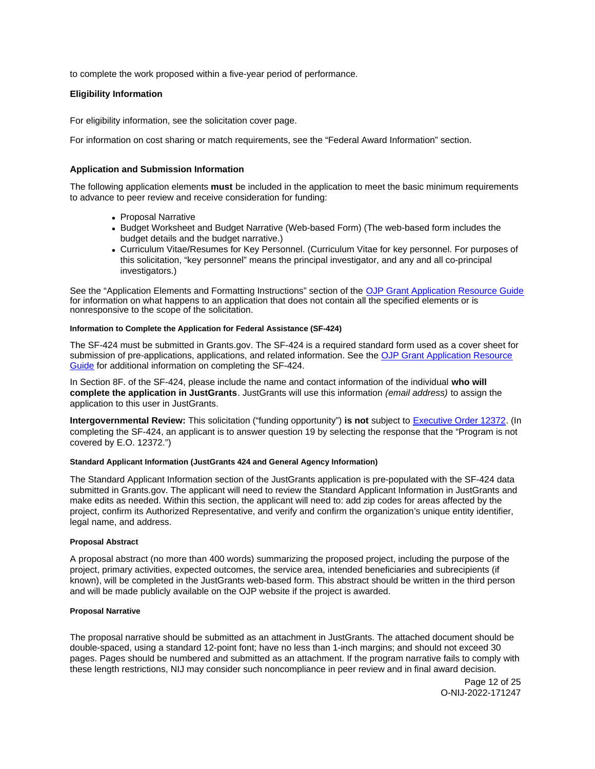to complete the work proposed within a five-year period of performance.

## Eligibility Information

For eligibility information, see the solicitation cover page.

For information on cost sharing or match requirements, see the "Federal Award Information" section.

## Application and Submission Information

The following application elements **must** be included in the application to meet the basic minimum requirements to advance to peer review and receive consideration for funding:

- Proposal Narrative
- Budget Worksheet and Budget Narrative (Web-based Form) (The web-based form includes the budget details and the budget narrative.)
- Curriculum Vitae/Resumes for Key Personnel. (Curriculum Vitae for key personnel. For purposes of this solicitation, "key personnel" means the principal investigator, and any and all co-principal investigators.)

See the "Application Elements and Formatting Instructions" section of the OJP Grant Application Resource Guide for information on what happens to an application that does not contain all the specified elements or is nonresponsive to the scope of the solicitation.

#### Information to Complete the Application for Federal Assistance (SF-424)

The SF-424 must be submitted in Grants.gov. The SF-424 is a required standard form used as a cover sheet for submission of pre-applications, applications, and related information. See the OJP Grant Application Resource Guide for additional information on completing the SF-424.

In Section 8F. of the SF-424, please include the name and contact information of the individual **who will complete the application in JustGrants**. JustGrants will use this information *(email address)* to assign the application to this user in JustGrants.

**Intergovernmental Review:** This solicitation ("funding opportunity") **is not** subject to Executive Order 12372. (In completing the SF-424, an applicant is to answer question 19 by selecting the response that the "Program is not covered by E.O. 12372.")

#### Standard Applicant Information (JustGrants 424 and General Agency Information)

The Standard Applicant Information section of the JustGrants application is pre-populated with the SF-424 data submitted in Grants.gov. The applicant will need to review the Standard Applicant Information in JustGrants and make edits as needed. Within this section, the applicant will need to: add zip codes for areas affected by the project, confirm its Authorized Representative, and verify and confirm the organization's unique entity identifier, legal name, and address.

#### Proposal Abstract

A proposal abstract (no more than 400 words) summarizing the proposed project, including the purpose of the project, primary activities, expected outcomes, the service area, intended beneficiaries and subrecipients (if known), will be completed in the JustGrants web-based form. This abstract should be written in the third person and will be made publicly available on the OJP website if the project is awarded.

#### Proposal Narrative

The proposal narrative should be submitted as an attachment in JustGrants. The attached document should be double-spaced, using a standard 12-point font; have no less than 1-inch margins; and should not exceed 30 pages. Pages should be numbered and submitted as an attachment. If the program narrative fails to comply with these length restrictions, NIJ may consider such noncompliance in peer review and in final award decision.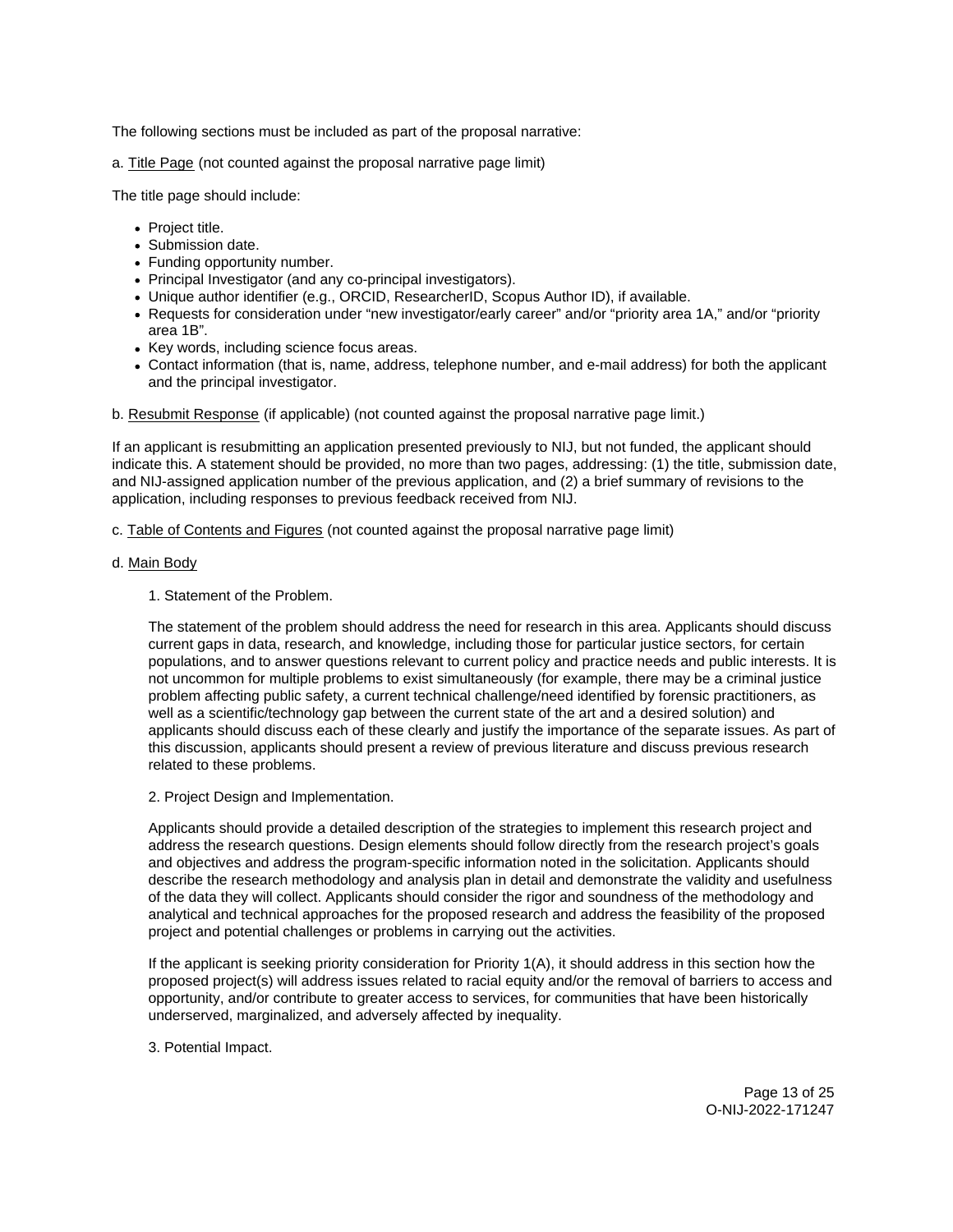The following sections must be included as part of the proposal narrative:

a. Title Page (not counted against the proposal narrative page limit)

The title page should include:

- Project title.
- Submission date.
- Funding opportunity number.
- Principal Investigator (and any co-principal investigators).
- Unique author identifier (e.g., ORCID, ResearcherID, Scopus Author ID), if available.
- Requests for consideration under "new investigator/early career" and/or "priority area 1A," and/or "priority area 1B".
- Key words, including science focus areas.
- Contact information (that is, name, address, telephone number, and e-mail address) for both the applicant and the principal investigator.

b. Resubmit Response (if applicable) (not counted against the proposal narrative page limit.)

If an applicant is resubmitting an application presented previously to NIJ, but not funded, the applicant should indicate this. A statement should be provided, no more than two pages, addressing: (1) the title, submission date, and NIJ-assigned application number of the previous application, and (2) a brief summary of revisions to the application, including responses to previous feedback received from NIJ.

c. Table of Contents and Figures (not counted against the proposal narrative page limit)

d. Main Body

1. Statement of the Problem.

   The statement of the problem should address the need for research in this area. Applicants should discuss current gaps in data, research, and knowledge, including those for particular justice sectors, for certain populations, and to answer questions relevant to current policy and practice needs and public interests. It is not uncommon for multiple problems to exist simultaneously (for example, there may be a criminal justice problem affecting public safety, a current technical challenge/need identified by forensic practitioners, as well as a scientific/technology gap between the current state of the art and a desired solution) and applicants should discuss each of these clearly and justify the importance of the separate issues. As part of this discussion, applicants should present a review of previous literature and discuss previous research related to these problems.

2. Project Design and Implementation.

   Applicants should provide a detailed description of the strategies to implement this research project and address the research questions. Design elements should follow directly from the research project's goals and objectives and address the program-specific information noted in the solicitation. Applicants should describe the research methodology and analysis plan in detail and demonstrate the validity and usefulness of the data they will collect. Applicants should consider the rigor and soundness of the methodology and analytical and technical approaches for the proposed research and address the feasibility of the proposed project and potential challenges or problems in carrying out the activities.

   If the applicant is seeking priority consideration for Priority 1(A), it should address in this section how the proposed project(s) will address issues related to racial equity and/or the removal of barriers to access and opportunity, and/or contribute to greater access to services, for communities that have been historically underserved, marginalized, and adversely affected by inequality.

3. Potential Impact.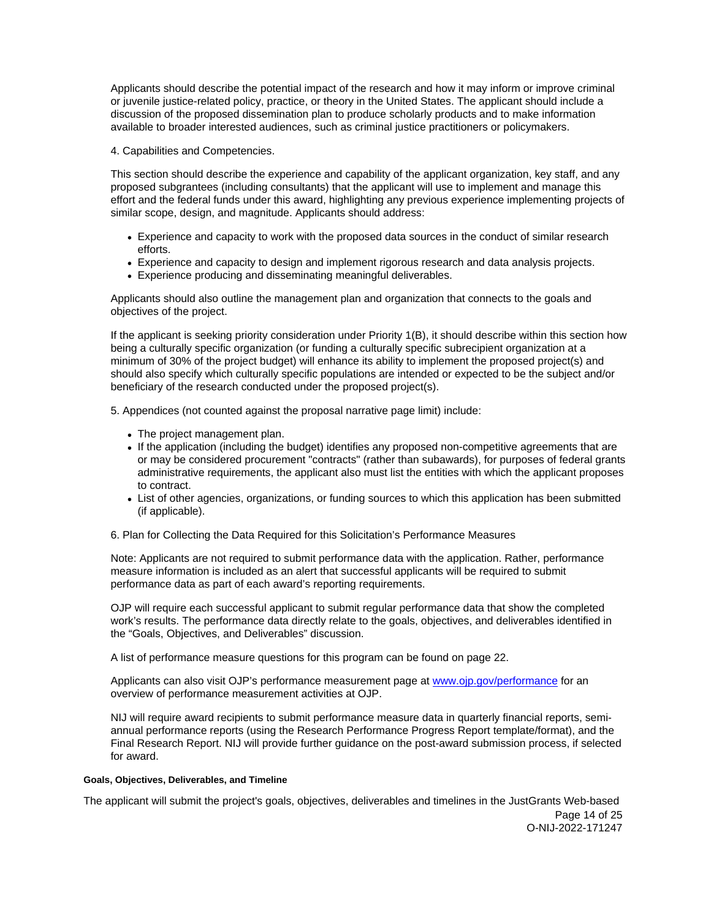Applicants should describe the potential impact of the research and how it may inform or improve criminal or juvenile justice-related policy, practice, or theory in the United States. The applicant should include a discussion of the proposed dissemination plan to produce scholarly products and to make information available to broader interested audiences, such as criminal justice practitioners or policymakers.

4. Capabilities and Competencies.

This section should describe the experience and capability of the applicant organization, key staff, and any proposed subgrantees (including consultants) that the applicant will use to implement and manage this effort and the federal funds under this award, highlighting any previous experience implementing projects of similar scope, design, and magnitude. Applicants should address:

- Experience and capacity to work with the proposed data sources in the conduct of similar research efforts.
- Experience and capacity to design and implement rigorous research and data analysis projects.
- Experience producing and disseminating meaningful deliverables.

Applicants should also outline the management plan and organization that connects to the goals and objectives of the project.

If the applicant is seeking priority consideration under Priority 1(B), it should describe within this section how being a culturally specific organization (or funding a culturally specific subrecipient organization at a minimum of 30% of the project budget) will enhance its ability to implement the proposed project(s) and should also specify which culturally specific populations are intended or expected to be the subject and/or beneficiary of the research conducted under the proposed project(s).

5. Appendices (not counted against the proposal narrative page limit) include:

- The project management plan.
- If the application (including the budget) identifies any proposed non-competitive agreements that are or may be considered procurement "contracts" (rather than subawards), for purposes of federal grants administrative requirements, the applicant also must list the entities with which the applicant proposes to contract.
- List of other agencies, organizations, or funding sources to which this application has been submitted (if applicable).

6. Plan for Collecting the Data Required for this Solicitation's Performance Measures

Note: Applicants are not required to submit performance data with the application. Rather, performance measure information is included as an alert that successful applicants will be required to submit performance data as part of each award's reporting requirements.

OJP will require each successful applicant to submit regular performance data that show the completed work's results. The performance data directly relate to the goals, objectives, and deliverables identified in the "Goals, Objectives, and Deliverables" discussion.

A list of performance measure questions for this program can be found on page 22.

Applicants can also visit OJP's performance measurement page at www.ojp.gov/performance for an overview of performance measurement activities at OJP.

NIJ will require award recipients to submit performance measure data in quarterly financial reports, semi-annual performance reports (using the Research Performance Progress Report template/format), and the Final Research Report. NIJ will provide further guidance on the post-award submission process, if selected for award.

#### Goals, Objectives, Deliverables, and Timeline

The applicant will submit the project's goals, objectives, deliverables and timelines in the JustGrants Web-based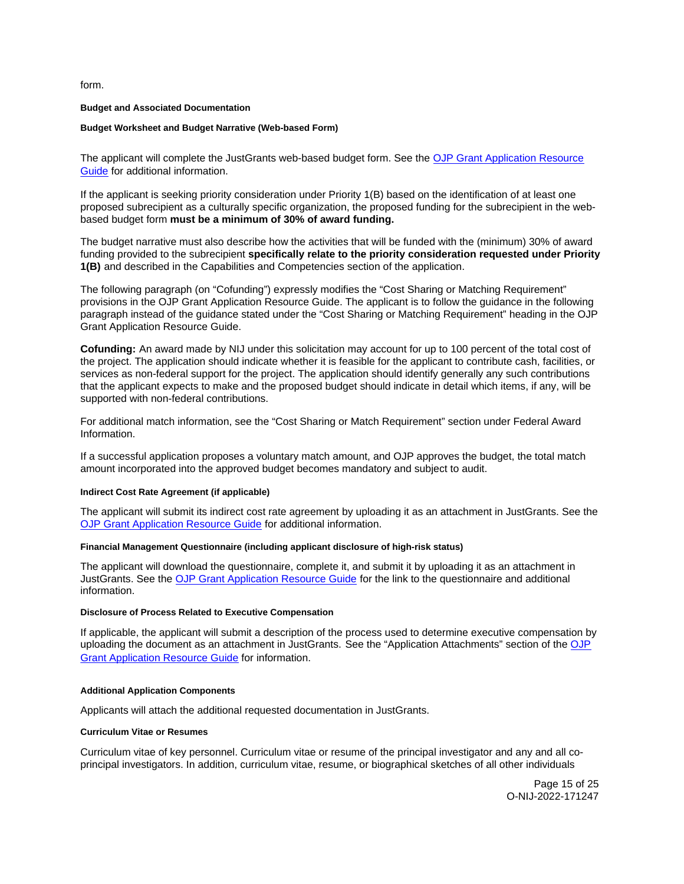form.

#### Budget and Associated Documentation

#### Budget Worksheet and Budget Narrative (Web-based Form)

The applicant will complete the JustGrants web-based budget form. See the [OJP Grant Application Resource Guide](#) for additional information.

If the applicant is seeking priority consideration under Priority 1(B) based on the identification of at least one proposed subrecipient as a culturally specific organization, the proposed funding for the subrecipient in the web-based budget form **must be a minimum of 30% of award funding.**

The budget narrative must also describe how the activities that will be funded with the (minimum) 30% of award funding provided to the subrecipient **specifically relate to the priority consideration requested under Priority 1(B)** and described in the Capabilities and Competencies section of the application.

The following paragraph (on "Cofunding") expressly modifies the "Cost Sharing or Matching Requirement" provisions in the OJP Grant Application Resource Guide. The applicant is to follow the guidance in the following paragraph instead of the guidance stated under the "Cost Sharing or Matching Requirement" heading in the OJP Grant Application Resource Guide.

**Cofunding:** An award made by NIJ under this solicitation may account for up to 100 percent of the total cost of the project. The application should indicate whether it is feasible for the applicant to contribute cash, facilities, or services as non-federal support for the project. The application should identify generally any such contributions that the applicant expects to make and the proposed budget should indicate in detail which items, if any, will be supported with non-federal contributions.

For additional match information, see the "Cost Sharing or Match Requirement" section under Federal Award Information.

If a successful application proposes a voluntary match amount, and OJP approves the budget, the total match amount incorporated into the approved budget becomes mandatory and subject to audit.

#### Indirect Cost Rate Agreement (if applicable)

The applicant will submit its indirect cost rate agreement by uploading it as an attachment in JustGrants. See the [OJP Grant Application Resource Guide](#) for additional information.

#### Financial Management Questionnaire (including applicant disclosure of high-risk status)

The applicant will download the questionnaire, complete it, and submit it by uploading it as an attachment in JustGrants. See the [OJP Grant Application Resource Guide](#) for the link to the questionnaire and additional information.

#### Disclosure of Process Related to Executive Compensation

If applicable, the applicant will submit a description of the process used to determine executive compensation by uploading the document as an attachment in JustGrants. See the "Application Attachments" section of the [OJP Grant Application Resource Guide](#) for information.

#### Additional Application Components

Applicants will attach the additional requested documentation in JustGrants.

#### Curriculum Vitae or Resumes

Curriculum vitae of key personnel. Curriculum vitae or resume of the principal investigator and any and all co-principal investigators. In addition, curriculum vitae, resume, or biographical sketches of all other individuals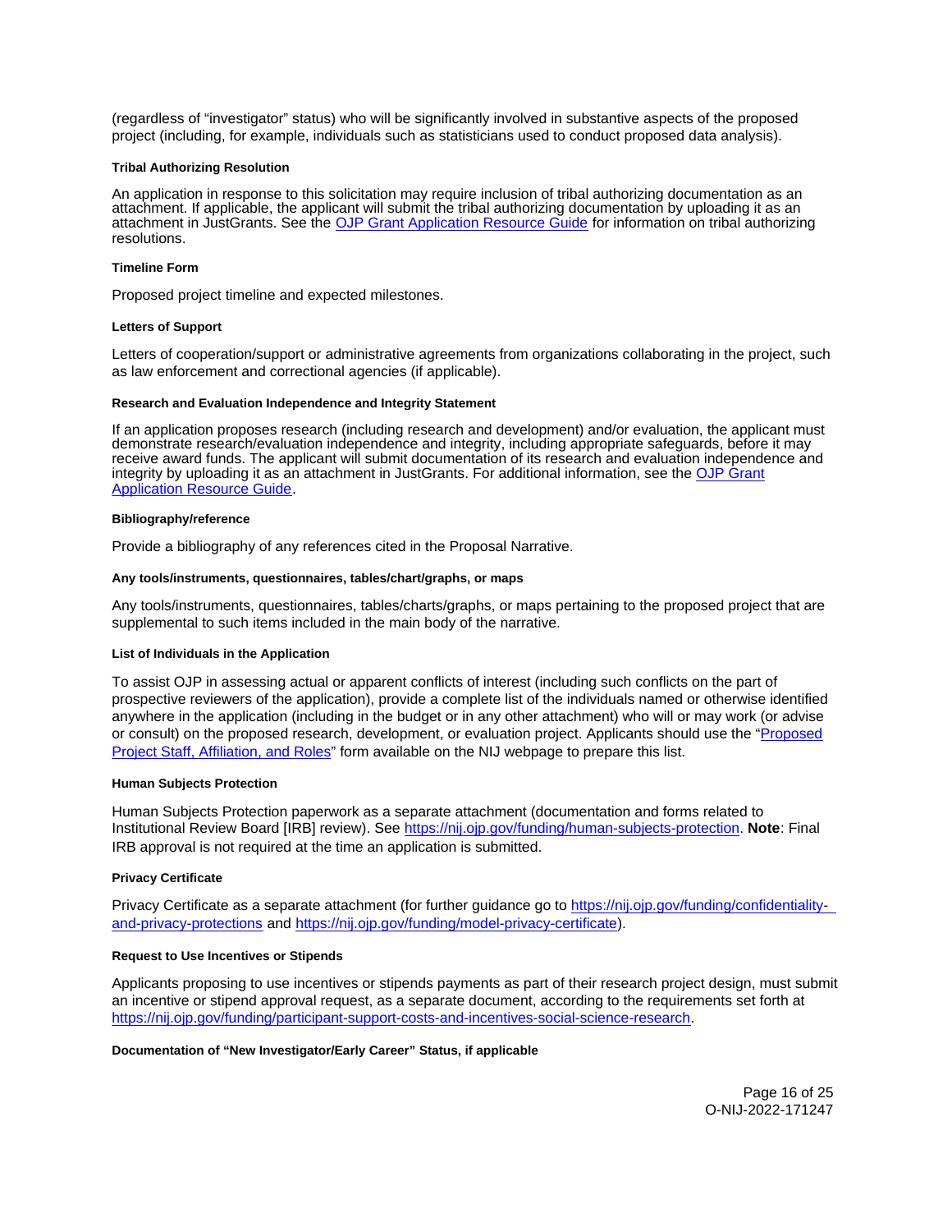(regardless of "investigator" status) who will be significantly involved in substantive aspects of the proposed project (including, for example, individuals such as statisticians used to conduct proposed data analysis).

#### Tribal Authorizing Resolution

An application in response to this solicitation may require inclusion of tribal authorizing documentation as an attachment. If applicable, the applicant will submit the tribal authorizing documentation by uploading it as an attachment in JustGrants. See the [OJP Grant Application Resource Guide]() for information on tribal authorizing resolutions.

#### Timeline Form

Proposed project timeline and expected milestones.

#### Letters of Support

Letters of cooperation/support or administrative agreements from organizations collaborating in the project, such as law enforcement and correctional agencies (if applicable).

#### Research and Evaluation Independence and Integrity Statement

If an application proposes research (including research and development) and/or evaluation, the applicant must demonstrate research/evaluation independence and integrity, including appropriate safeguards, before it may receive award funds. The applicant will submit documentation of its research and evaluation independence and integrity by uploading it as an attachment in JustGrants. For additional information, see the [OJP Grant Application Resource Guide]().

#### Bibliography/reference

Provide a bibliography of any references cited in the Proposal Narrative.

#### Any tools/instruments, questionnaires, tables/chart/graphs, or maps

Any tools/instruments, questionnaires, tables/charts/graphs, or maps pertaining to the proposed project that are supplemental to such items included in the main body of the narrative.

#### List of Individuals in the Application

To assist OJP in assessing actual or apparent conflicts of interest (including such conflicts on the part of prospective reviewers of the application), provide a complete list of the individuals named or otherwise identified anywhere in the application (including in the budget or in any other attachment) who will or may work (or advise or consult) on the proposed research, development, or evaluation project. Applicants should use the "[Proposed Project Staff, Affiliation, and Roles]()" form available on the NIJ webpage to prepare this list.

#### Human Subjects Protection

Human Subjects Protection paperwork as a separate attachment (documentation and forms related to Institutional Review Board [IRB] review). See https://nij.ojp.gov/funding/human-subjects-protection. **Note**: Final IRB approval is not required at the time an application is submitted.

#### Privacy Certificate

Privacy Certificate as a separate attachment (for further guidance go to https://nij.ojp.gov/funding/confidentiality-and-privacy-protections and https://nij.ojp.gov/funding/model-privacy-certificate).

#### Request to Use Incentives or Stipends

Applicants proposing to use incentives or stipends payments as part of their research project design, must submit an incentive or stipend approval request, as a separate document, according to the requirements set forth at https://nij.ojp.gov/funding/participant-support-costs-and-incentives-social-science-research.

#### Documentation of "New Investigator/Early Career" Status, if applicable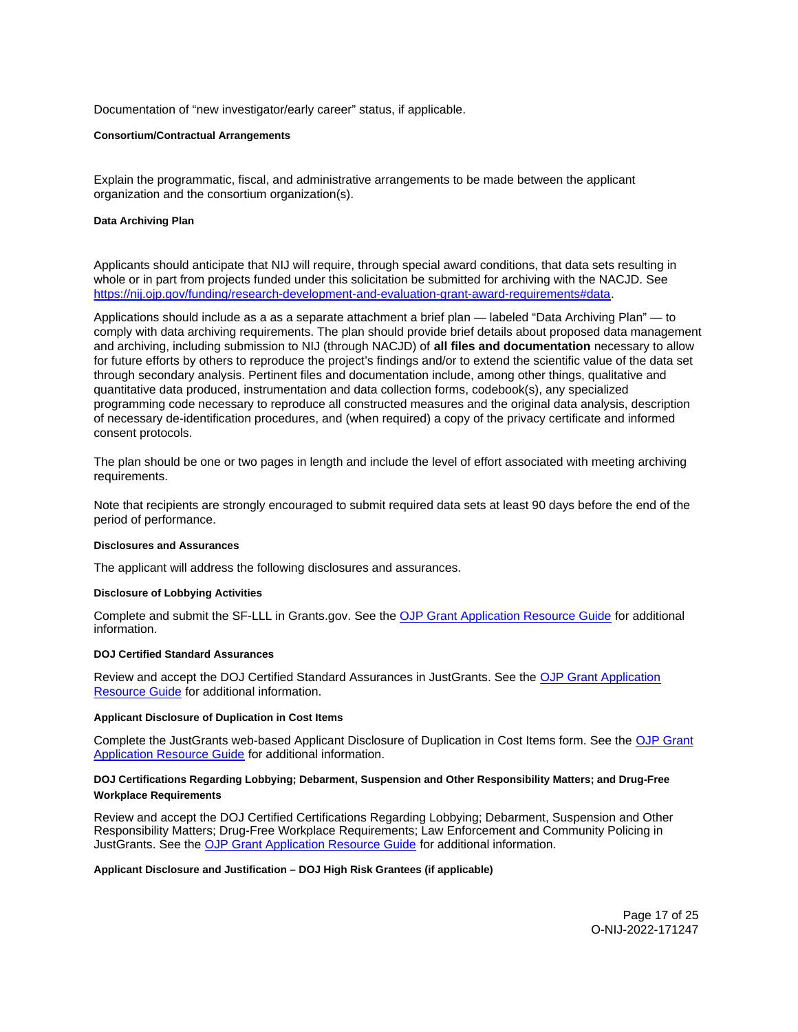Documentation of "new investigator/early career" status, if applicable.

#### Consortium/Contractual Arrangements

Explain the programmatic, fiscal, and administrative arrangements to be made between the applicant organization and the consortium organization(s).

#### Data Archiving Plan

Applicants should anticipate that NIJ will require, through special award conditions, that data sets resulting in whole or in part from projects funded under this solicitation be submitted for archiving with the NACJD. See [https://nij.ojp.gov/funding/research-development-and-evaluation-grant-award-requirements#data](https://nij.ojp.gov/funding/research-development-and-evaluation-grant-award-requirements#data).

Applications should include as a as a separate attachment a brief plan — labeled "Data Archiving Plan" — to comply with data archiving requirements. The plan should provide brief details about proposed data management and archiving, including submission to NIJ (through NACJD) of **all files and documentation** necessary to allow for future efforts by others to reproduce the project's findings and/or to extend the scientific value of the data set through secondary analysis. Pertinent files and documentation include, among other things, qualitative and quantitative data produced, instrumentation and data collection forms, codebook(s), any specialized programming code necessary to reproduce all constructed measures and the original data analysis, description of necessary de-identification procedures, and (when required) a copy of the privacy certificate and informed consent protocols.

The plan should be one or two pages in length and include the level of effort associated with meeting archiving requirements.

Note that recipients are strongly encouraged to submit required data sets at least 90 days before the end of the period of performance.

#### Disclosures and Assurances

The applicant will address the following disclosures and assurances.

#### Disclosure of Lobbying Activities

Complete and submit the SF-LLL in Grants.gov. See the OJP Grant Application Resource Guide for additional information.

#### DOJ Certified Standard Assurances

Review and accept the DOJ Certified Standard Assurances in JustGrants. See the OJP Grant Application Resource Guide for additional information.

#### Applicant Disclosure of Duplication in Cost Items

Complete the JustGrants web-based Applicant Disclosure of Duplication in Cost Items form. See the OJP Grant Application Resource Guide for additional information.

#### DOJ Certifications Regarding Lobbying; Debarment, Suspension and Other Responsibility Matters; and Drug-Free Workplace Requirements

Review and accept the DOJ Certified Certifications Regarding Lobbying; Debarment, Suspension and Other Responsibility Matters; Drug-Free Workplace Requirements; Law Enforcement and Community Policing in JustGrants. See the OJP Grant Application Resource Guide for additional information.

#### Applicant Disclosure and Justification – DOJ High Risk Grantees (if applicable)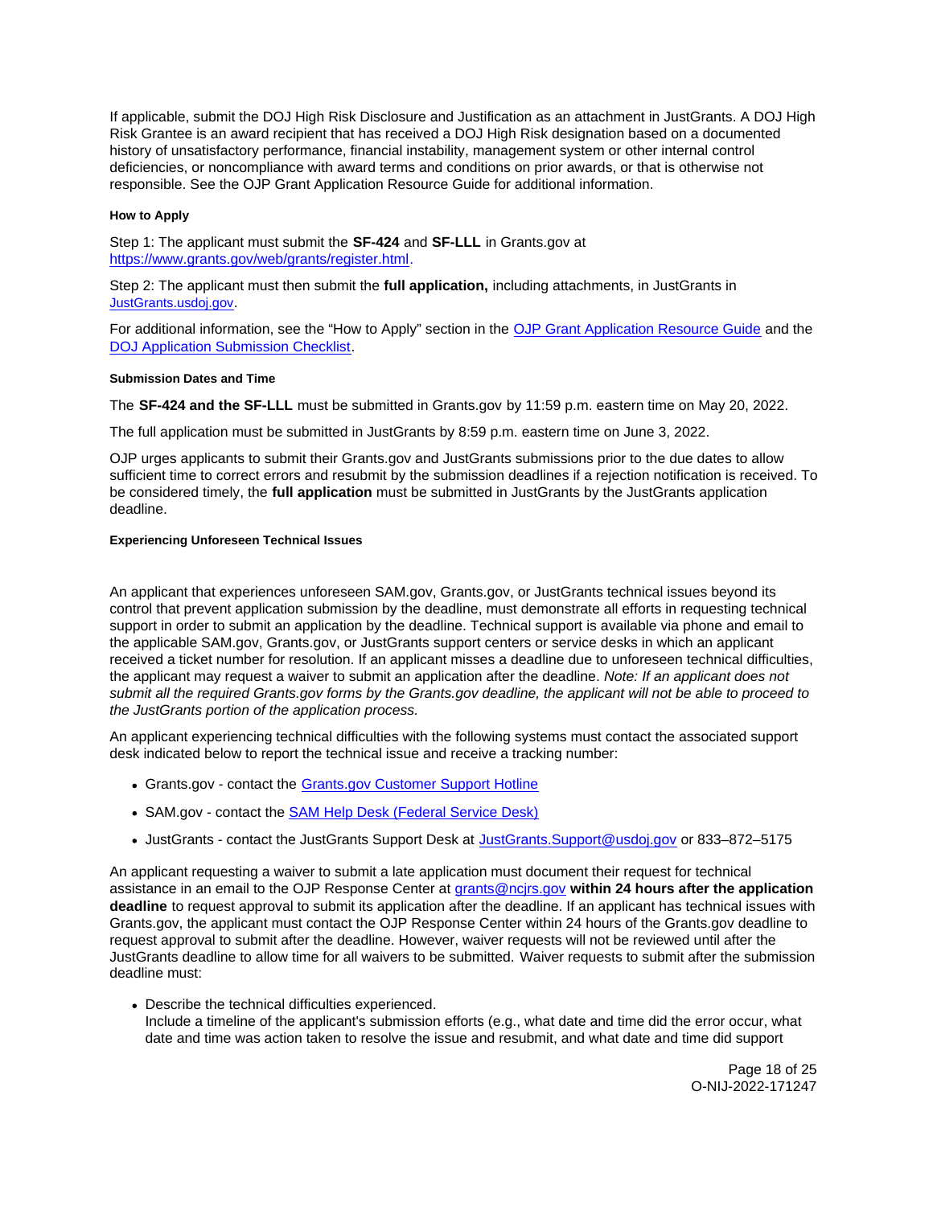If applicable, submit the DOJ High Risk Disclosure and Justification as an attachment in JustGrants. A DOJ High Risk Grantee is an award recipient that has received a DOJ High Risk designation based on a documented history of unsatisfactory performance, financial instability, management system or other internal control deficiencies, or noncompliance with award terms and conditions on prior awards, or that is otherwise not responsible. See the OJP Grant Application Resource Guide for additional information.

#### How to Apply

Step 1: The applicant must submit the **SF-424** and **SF-LLL** in Grants.gov at [https://www.grants.gov/web/grants/register.html](https://www.grants.gov/web/grants/register.html).

Step 2: The applicant must then submit the **full application,** including attachments, in JustGrants in [JustGrants.usdoj.gov](JustGrants.usdoj.gov).

For additional information, see the "How to Apply" section in the [OJP Grant Application Resource Guide](OJP Grant Application Resource Guide) and the [DOJ Application Submission Checklist](DOJ Application Submission Checklist).

#### Submission Dates and Time

The **SF-424 and the SF-LLL** must be submitted in Grants.gov by 11:59 p.m. eastern time on May 20, 2022.

The full application must be submitted in JustGrants by 8:59 p.m. eastern time on June 3, 2022.

OJP urges applicants to submit their Grants.gov and JustGrants submissions prior to the due dates to allow sufficient time to correct errors and resubmit by the submission deadlines if a rejection notification is received. To be considered timely, the **full application** must be submitted in JustGrants by the JustGrants application deadline.

#### Experiencing Unforeseen Technical Issues

An applicant that experiences unforeseen SAM.gov, Grants.gov, or JustGrants technical issues beyond its control that prevent application submission by the deadline, must demonstrate all efforts in requesting technical support in order to submit an application by the deadline. Technical support is available via phone and email to the applicable SAM.gov, Grants.gov, or JustGrants support centers or service desks in which an applicant received a ticket number for resolution. If an applicant misses a deadline due to unforeseen technical difficulties, the applicant may request a waiver to submit an application after the deadline. *Note: If an applicant does not submit all the required Grants.gov forms by the Grants.gov deadline, the applicant will not be able to proceed to the JustGrants portion of the application process.*

An applicant experiencing technical difficulties with the following systems must contact the associated support desk indicated below to report the technical issue and receive a tracking number:

- Grants.gov - contact the [Grants.gov Customer Support Hotline](Grants.gov Customer Support Hotline)
- SAM.gov - contact the [SAM Help Desk (Federal Service Desk)](SAM Help Desk (Federal Service Desk))
- JustGrants - contact the JustGrants Support Desk at [JustGrants.Support@usdoj.gov](mailto:JustGrants.Support@usdoj.gov) or 833–872–5175

An applicant requesting a waiver to submit a late application must document their request for technical assistance in an email to the OJP Response Center at [grants@ncjrs.gov](mailto:grants@ncjrs.gov) **within 24 hours after the application deadline** to request approval to submit its application after the deadline. If an applicant has technical issues with Grants.gov, the applicant must contact the OJP Response Center within 24 hours of the Grants.gov deadline to request approval to submit after the deadline. However, waiver requests will not be reviewed until after the JustGrants deadline to allow time for all waivers to be submitted. Waiver requests to submit after the submission deadline must:

- Describe the technical difficulties experienced.
  Include a timeline of the applicant's submission efforts (e.g., what date and time did the error occur, what date and time was action taken to resolve the issue and resubmit, and what date and time did support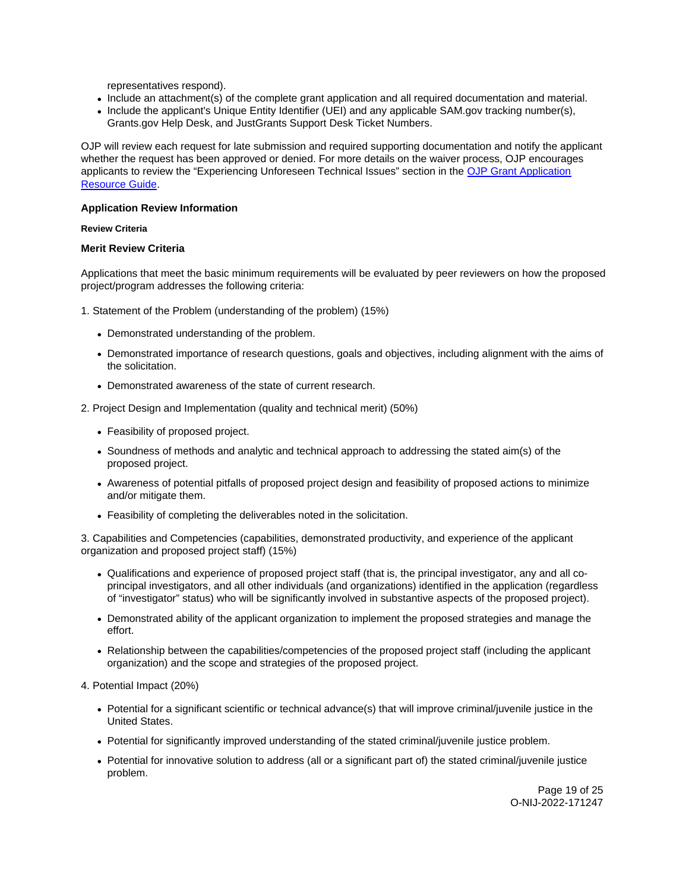representatives respond).

- Include an attachment(s) of the complete grant application and all required documentation and material.
- Include the applicant's Unique Entity Identifier (UEI) and any applicable SAM.gov tracking number(s), Grants.gov Help Desk, and JustGrants Support Desk Ticket Numbers.

OJP will review each request for late submission and required supporting documentation and notify the applicant whether the request has been approved or denied. For more details on the waiver process, OJP encourages applicants to review the "Experiencing Unforeseen Technical Issues" section in the [OJP Grant Application Resource Guide](#).

## Application Review Information

#### Review Criteria

### Merit Review Criteria

Applications that meet the basic minimum requirements will be evaluated by peer reviewers on how the proposed project/program addresses the following criteria:

1. Statement of the Problem (understanding of the problem) (15%)

   - Demonstrated understanding of the problem.
   - Demonstrated importance of research questions, goals and objectives, including alignment with the aims of the solicitation.
   - Demonstrated awareness of the state of current research.

2. Project Design and Implementation (quality and technical merit) (50%)

   - Feasibility of proposed project.
   - Soundness of methods and analytic and technical approach to addressing the stated aim(s) of the proposed project.
   - Awareness of potential pitfalls of proposed project design and feasibility of proposed actions to minimize and/or mitigate them.
   - Feasibility of completing the deliverables noted in the solicitation.

3. Capabilities and Competencies (capabilities, demonstrated productivity, and experience of the applicant organization and proposed project staff) (15%)

   - Qualifications and experience of proposed project staff (that is, the principal investigator, any and all co-principal investigators, and all other individuals (and organizations) identified in the application (regardless of "investigator" status) who will be significantly involved in substantive aspects of the proposed project).
   - Demonstrated ability of the applicant organization to implement the proposed strategies and manage the effort.
   - Relationship between the capabilities/competencies of the proposed project staff (including the applicant organization) and the scope and strategies of the proposed project.

4. Potential Impact (20%)

   - Potential for a significant scientific or technical advance(s) that will improve criminal/juvenile justice in the United States.
   - Potential for significantly improved understanding of the stated criminal/juvenile justice problem.
   - Potential for innovative solution to address (all or a significant part of) the stated criminal/juvenile justice problem.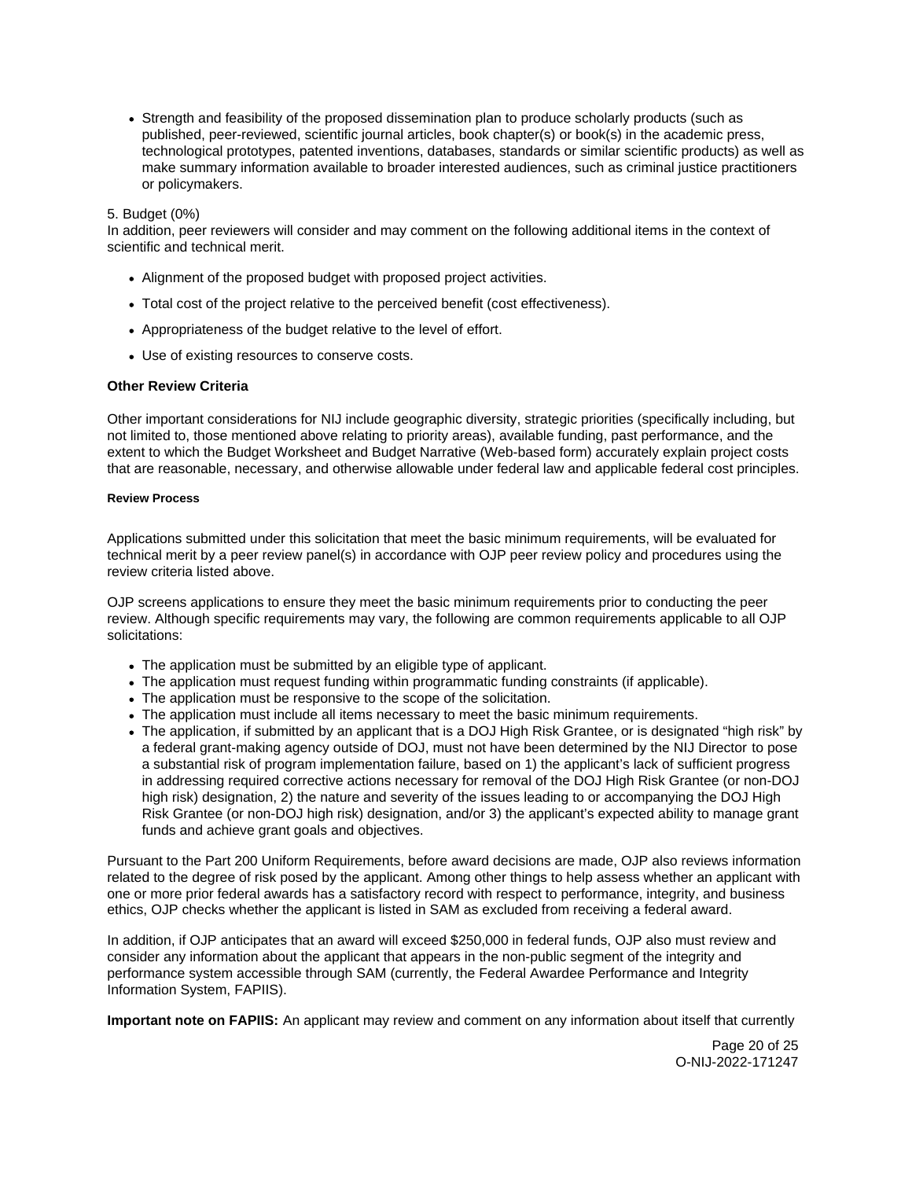- Strength and feasibility of the proposed dissemination plan to produce scholarly products (such as published, peer-reviewed, scientific journal articles, book chapter(s) or book(s) in the academic press, technological prototypes, patented inventions, databases, standards or similar scientific products) as well as make summary information available to broader interested audiences, such as criminal justice practitioners or policymakers.

5. Budget (0%)
In addition, peer reviewers will consider and may comment on the following additional items in the context of scientific and technical merit.

- Alignment of the proposed budget with proposed project activities.
- Total cost of the project relative to the perceived benefit (cost effectiveness).
- Appropriateness of the budget relative to the level of effort.
- Use of existing resources to conserve costs.

**Other Review Criteria**

Other important considerations for NIJ include geographic diversity, strategic priorities (specifically including, but not limited to, those mentioned above relating to priority areas), available funding, past performance, and the extent to which the Budget Worksheet and Budget Narrative (Web-based form) accurately explain project costs that are reasonable, necessary, and otherwise allowable under federal law and applicable federal cost principles.

#### Review Process

Applications submitted under this solicitation that meet the basic minimum requirements, will be evaluated for technical merit by a peer review panel(s) in accordance with OJP peer review policy and procedures using the review criteria listed above.

OJP screens applications to ensure they meet the basic minimum requirements prior to conducting the peer review. Although specific requirements may vary, the following are common requirements applicable to all OJP solicitations:

- The application must be submitted by an eligible type of applicant.
- The application must request funding within programmatic funding constraints (if applicable).
- The application must be responsive to the scope of the solicitation.
- The application must include all items necessary to meet the basic minimum requirements.
- The application, if submitted by an applicant that is a DOJ High Risk Grantee, or is designated "high risk" by a federal grant-making agency outside of DOJ, must not have been determined by the NIJ Director to pose a substantial risk of program implementation failure, based on 1) the applicant's lack of sufficient progress in addressing required corrective actions necessary for removal of the DOJ High Risk Grantee (or non-DOJ high risk) designation, 2) the nature and severity of the issues leading to or accompanying the DOJ High Risk Grantee (or non-DOJ high risk) designation, and/or 3) the applicant's expected ability to manage grant funds and achieve grant goals and objectives.

Pursuant to the Part 200 Uniform Requirements, before award decisions are made, OJP also reviews information related to the degree of risk posed by the applicant. Among other things to help assess whether an applicant with one or more prior federal awards has a satisfactory record with respect to performance, integrity, and business ethics, OJP checks whether the applicant is listed in SAM as excluded from receiving a federal award.

In addition, if OJP anticipates that an award will exceed $250,000 in federal funds, OJP also must review and consider any information about the applicant that appears in the non-public segment of the integrity and performance system accessible through SAM (currently, the Federal Awardee Performance and Integrity Information System, FAPIIS).

**Important note on FAPIIS:** An applicant may review and comment on any information about itself that currently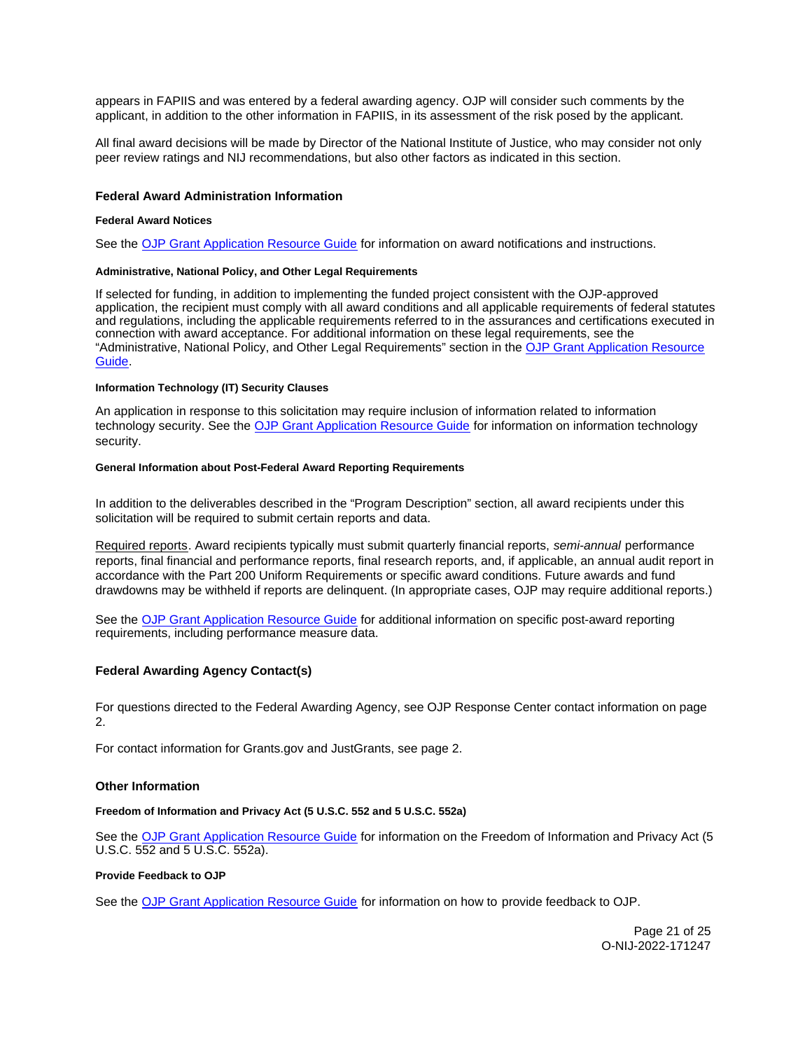appears in FAPIIS and was entered by a federal awarding agency. OJP will consider such comments by the applicant, in addition to the other information in FAPIIS, in its assessment of the risk posed by the applicant.

All final award decisions will be made by Director of the National Institute of Justice, who may consider not only peer review ratings and NIJ recommendations, but also other factors as indicated in this section.

## Federal Award Administration Information

#### Federal Award Notices

See the OJP Grant Application Resource Guide for information on award notifications and instructions.

#### Administrative, National Policy, and Other Legal Requirements

If selected for funding, in addition to implementing the funded project consistent with the OJP-approved application, the recipient must comply with all award conditions and all applicable requirements of federal statutes and regulations, including the applicable requirements referred to in the assurances and certifications executed in connection with award acceptance. For additional information on these legal requirements, see the "Administrative, National Policy, and Other Legal Requirements" section in the OJP Grant Application Resource Guide.

#### Information Technology (IT) Security Clauses

An application in response to this solicitation may require inclusion of information related to information technology security. See the OJP Grant Application Resource Guide for information on information technology security.

#### General Information about Post-Federal Award Reporting Requirements

In addition to the deliverables described in the "Program Description" section, all award recipients under this solicitation will be required to submit certain reports and data.

Required reports. Award recipients typically must submit quarterly financial reports, *semi-annual* performance reports, final financial and performance reports, final research reports, and, if applicable, an annual audit report in accordance with the Part 200 Uniform Requirements or specific award conditions. Future awards and fund drawdowns may be withheld if reports are delinquent. (In appropriate cases, OJP may require additional reports.)

See the OJP Grant Application Resource Guide for additional information on specific post-award reporting requirements, including performance measure data.

## Federal Awarding Agency Contact(s)

For questions directed to the Federal Awarding Agency, see OJP Response Center contact information on page 2.

For contact information for Grants.gov and JustGrants, see page 2.

## Other Information

#### Freedom of Information and Privacy Act (5 U.S.C. 552 and 5 U.S.C. 552a)

See the OJP Grant Application Resource Guide for information on the Freedom of Information and Privacy Act (5 U.S.C. 552 and 5 U.S.C. 552a).

#### Provide Feedback to OJP

See the OJP Grant Application Resource Guide for information on how to provide feedback to OJP.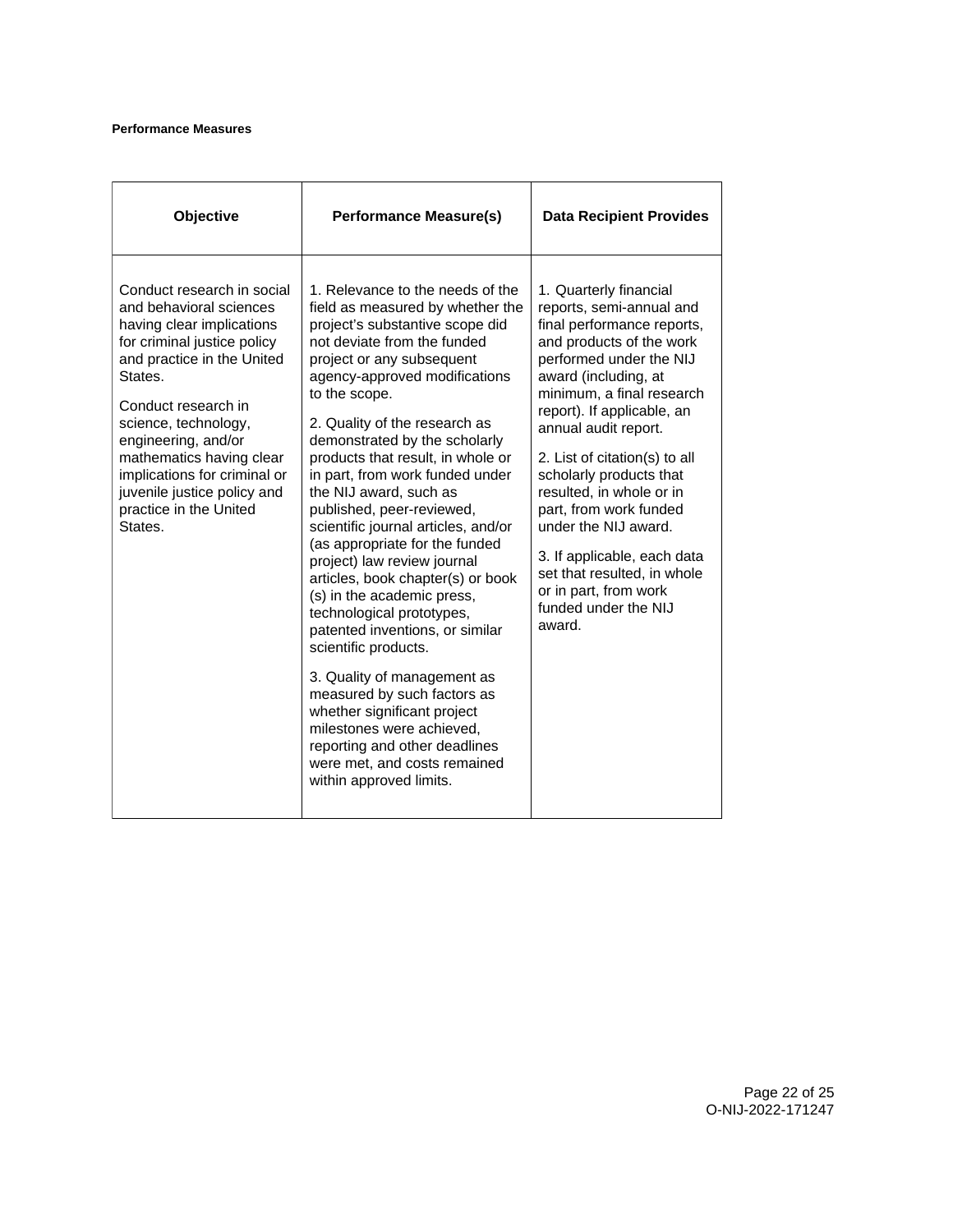**Performance Measures**

| Objective | Performance Measure(s) | Data Recipient Provides |
| --- | --- | --- |
| Conduct research in social and behavioral sciences having clear implications for criminal justice policy and practice in the United States.<br><br>Conduct research in science, technology, engineering, and/or mathematics having clear implications for criminal or juvenile justice policy and practice in the United States. | 1. Relevance to the needs of the field as measured by whether the project's substantive scope did not deviate from the funded project or any subsequent agency-approved modifications to the scope.<br><br>2. Quality of the research as demonstrated by the scholarly products that result, in whole or in part, from work funded under the NIJ award, such as published, peer-reviewed, scientific journal articles, and/or (as appropriate for the funded project) law review journal articles, book chapter(s) or book (s) in the academic press, technological prototypes, patented inventions, or similar scientific products.<br><br>3. Quality of management as measured by such factors as whether significant project milestones were achieved, reporting and other deadlines were met, and costs remained within approved limits. | 1. Quarterly financial reports, semi-annual and final performance reports, and products of the work performed under the NIJ award (including, at minimum, a final research report). If applicable, an annual audit report.<br><br>2. List of citation(s) to all scholarly products that resulted, in whole or in part, from work funded under the NIJ award.<br><br>3. If applicable, each data set that resulted, in whole or in part, from work funded under the NIJ award. |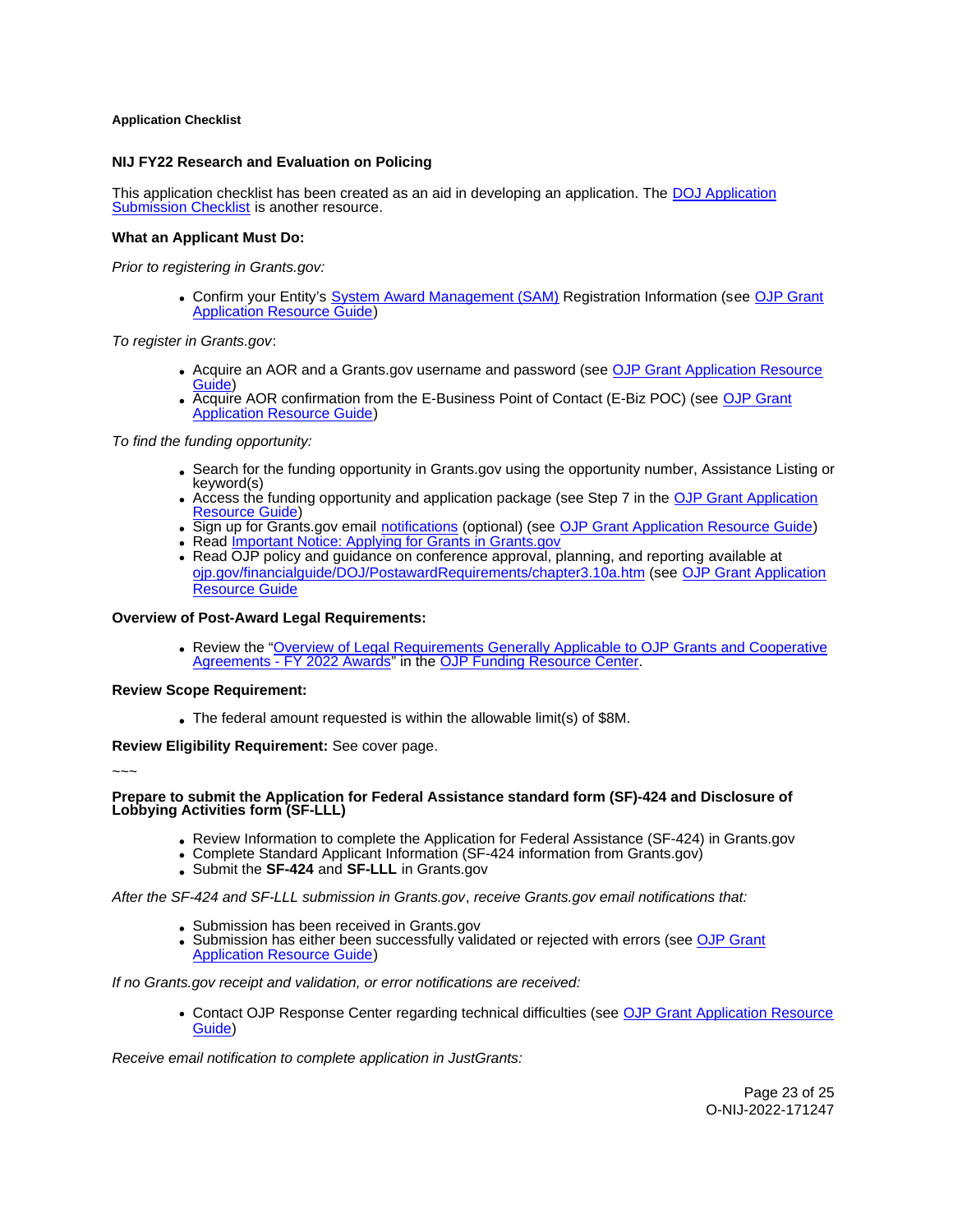**Application Checklist**

**NIJ FY22 Research and Evaluation on Policing**

This application checklist has been created as an aid in developing an application. The DOJ Application Submission Checklist is another resource.

**What an Applicant Must Do:**

*Prior to registering in Grants.gov:*

- Confirm your Entity's System Award Management (SAM) Registration Information (see OJP Grant Application Resource Guide)

*To register in Grants.gov*:

- Acquire an AOR and a Grants.gov username and password (see OJP Grant Application Resource Guide)
- Acquire AOR confirmation from the E-Business Point of Contact (E-Biz POC) (see OJP Grant Application Resource Guide)

*To find the funding opportunity:*

- Search for the funding opportunity in Grants.gov using the opportunity number, Assistance Listing or keyword(s)
- Access the funding opportunity and application package (see Step 7 in the OJP Grant Application Resource Guide)
- Sign up for Grants.gov email notifications (optional) (see OJP Grant Application Resource Guide)
- Read Important Notice: Applying for Grants in Grants.gov
- Read OJP policy and guidance on conference approval, planning, and reporting available at ojp.gov/financialguide/DOJ/PostawardRequirements/chapter3.10a.htm (see OJP Grant Application Resource Guide)

**Overview of Post-Award Legal Requirements:**

- Review the "Overview of Legal Requirements Generally Applicable to OJP Grants and Cooperative Agreements - FY 2022 Awards" in the OJP Funding Resource Center.

**Review Scope Requirement:**

- The federal amount requested is within the allowable limit(s) of $8M.

**Review Eligibility Requirement:** See cover page.

~~~

**Prepare to submit the Application for Federal Assistance standard form (SF)-424 and Disclosure of Lobbying Activities form (SF-LLL)**

- Review Information to complete the Application for Federal Assistance (SF-424) in Grants.gov
- Complete Standard Applicant Information (SF-424 information from Grants.gov)
- Submit the **SF-424** and **SF-LLL** in Grants.gov

*After the SF-424 and SF-LLL submission in Grants.gov*, *receive Grants.gov email notifications that:*

- Submission has been received in Grants.gov
- Submission has either been successfully validated or rejected with errors (see OJP Grant Application Resource Guide)

*If no Grants.gov receipt and validation, or error notifications are received:*

- Contact OJP Response Center regarding technical difficulties (see OJP Grant Application Resource Guide)

*Receive email notification to complete application in JustGrants:*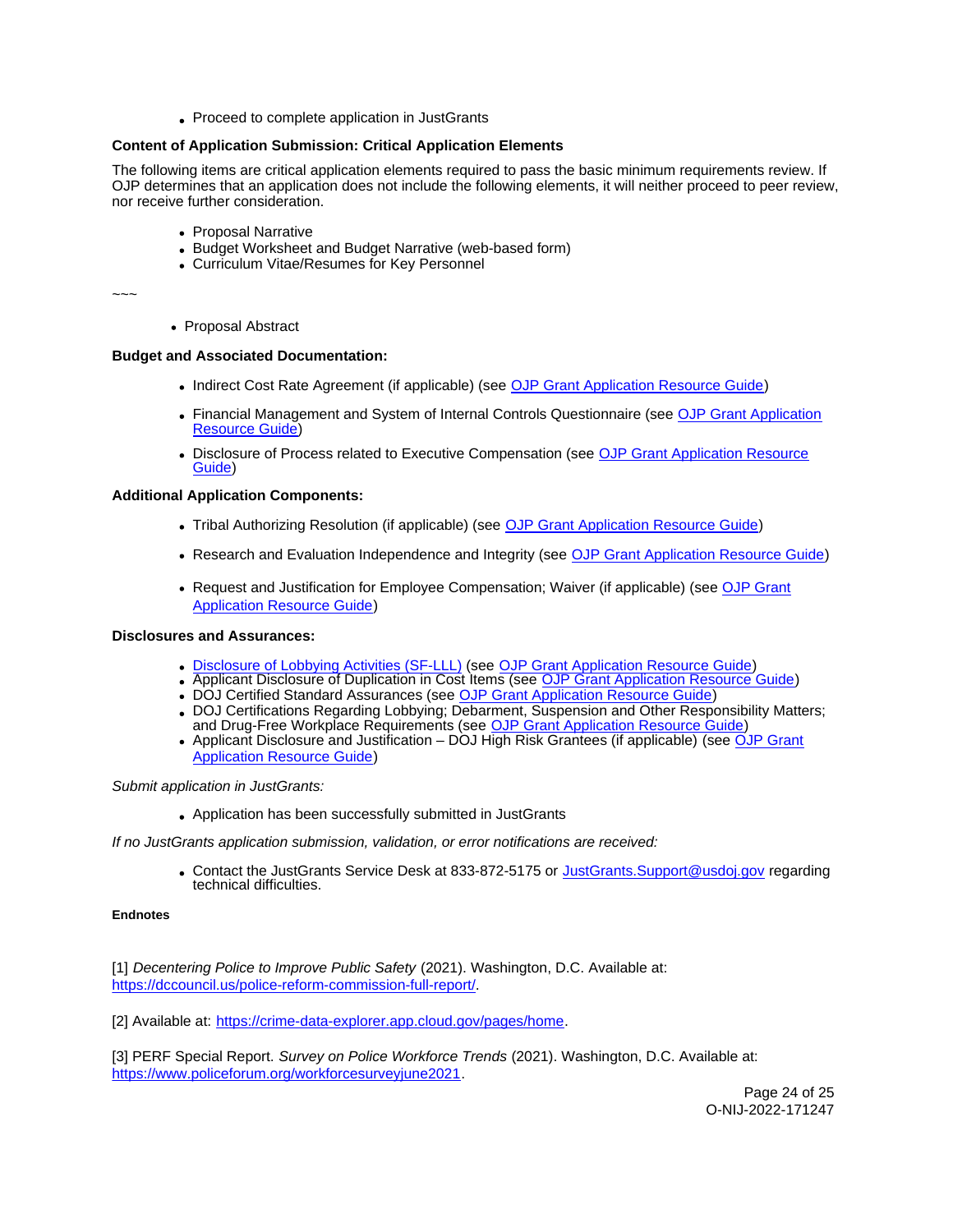- Proceed to complete application in JustGrants

**Content of Application Submission: Critical Application Elements**

The following items are critical application elements required to pass the basic minimum requirements review. If OJP determines that an application does not include the following elements, it will neither proceed to peer review, nor receive further consideration.

- Proposal Narrative
- Budget Worksheet and Budget Narrative (web-based form)
- Curriculum Vitae/Resumes for Key Personnel

~~~

- Proposal Abstract

**Budget and Associated Documentation:**

- Indirect Cost Rate Agreement (if applicable) (see OJP Grant Application Resource Guide)
- Financial Management and System of Internal Controls Questionnaire (see OJP Grant Application Resource Guide)
- Disclosure of Process related to Executive Compensation (see OJP Grant Application Resource Guide)

**Additional Application Components:**

- Tribal Authorizing Resolution (if applicable) (see OJP Grant Application Resource Guide)
- Research and Evaluation Independence and Integrity (see OJP Grant Application Resource Guide)
- Request and Justification for Employee Compensation; Waiver (if applicable) (see OJP Grant Application Resource Guide)

**Disclosures and Assurances:**

- Disclosure of Lobbying Activities (SF-LLL) (see OJP Grant Application Resource Guide)
- Applicant Disclosure of Duplication in Cost Items (see OJP Grant Application Resource Guide)
- DOJ Certified Standard Assurances (see OJP Grant Application Resource Guide)
- DOJ Certifications Regarding Lobbying; Debarment, Suspension and Other Responsibility Matters; and Drug-Free Workplace Requirements (see OJP Grant Application Resource Guide)
- Applicant Disclosure and Justification – DOJ High Risk Grantees (if applicable) (see OJP Grant Application Resource Guide)

*Submit application in JustGrants:*

- Application has been successfully submitted in JustGrants

*If no JustGrants application submission, validation, or error notifications are received:*

- Contact the JustGrants Service Desk at 833-872-5175 or JustGrants.Support@usdoj.gov regarding technical difficulties.

**Endnotes**

[1] *Decentering Police to Improve Public Safety* (2021). Washington, D.C. Available at: https://dccouncil.us/police-reform-commission-full-report/.

[2] Available at: https://crime-data-explorer.app.cloud.gov/pages/home.

[3] PERF Special Report. *Survey on Police Workforce Trends* (2021). Washington, D.C. Available at: https://www.policeforum.org/workforcesurveyjune2021.

O-NIJ-2022-171247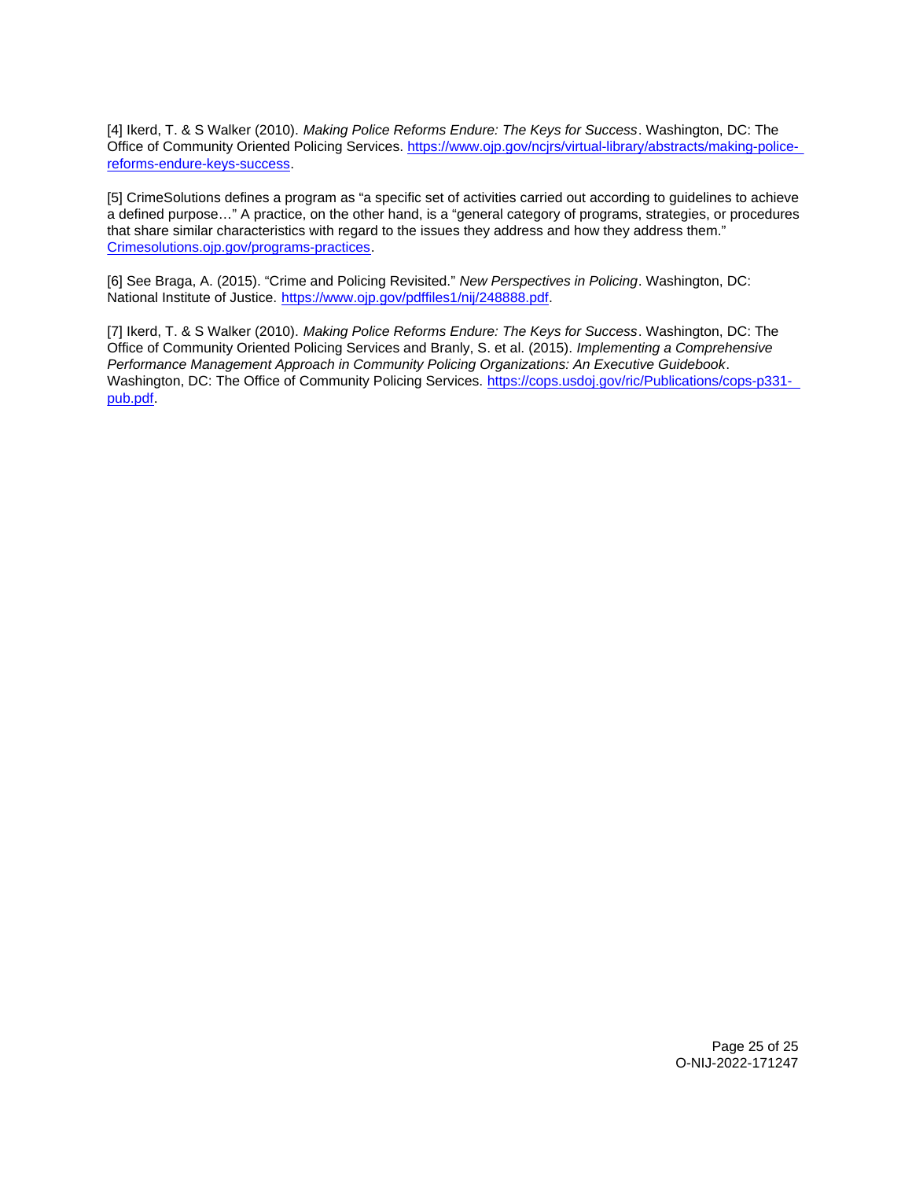[4] Ikerd, T. & S Walker (2010). *Making Police Reforms Endure: The Keys for Success*. Washington, DC: The Office of Community Oriented Policing Services. [https://www.ojp.gov/ncjrs/virtual-library/abstracts/making-police-reforms-endure-keys-success](https://www.ojp.gov/ncjrs/virtual-library/abstracts/making-police-reforms-endure-keys-success).

[5] CrimeSolutions defines a program as "a specific set of activities carried out according to guidelines to achieve a defined purpose…" A practice, on the other hand, is a "general category of programs, strategies, or procedures that share similar characteristics with regard to the issues they address and how they address them." [Crimesolutions.ojp.gov/programs-practices](https://crimesolutions.ojp.gov/programs-practices).

[6] See Braga, A. (2015). "Crime and Policing Revisited." *New Perspectives in Policing*. Washington, DC: National Institute of Justice. [https://www.ojp.gov/pdffiles1/nij/248888.pdf](https://www.ojp.gov/pdffiles1/nij/248888.pdf).

[7] Ikerd, T. & S Walker (2010). *Making Police Reforms Endure: The Keys for Success*. Washington, DC: The Office of Community Oriented Policing Services and Branly, S. et al. (2015). *Implementing a Comprehensive Performance Management Approach in Community Policing Organizations: An Executive Guidebook*. Washington, DC: The Office of Community Policing Services. [https://cops.usdoj.gov/ric/Publications/cops-p331-pub.pdf](https://cops.usdoj.gov/ric/Publications/cops-p331-pub.pdf).